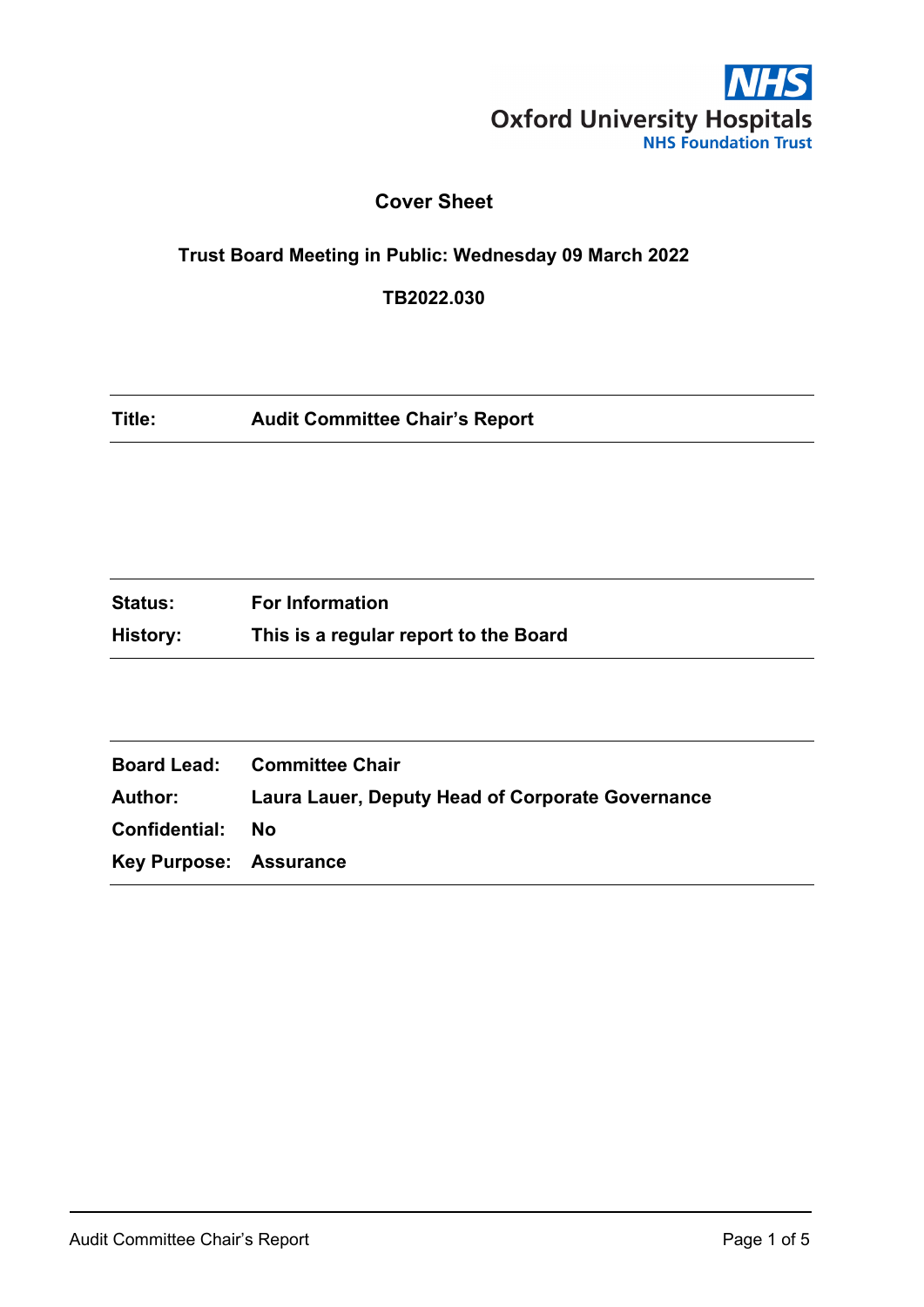NHS
Oxford University Hospitals
NHS Foundation Trust

# Cover Sheet

**Trust Board Meeting in Public: Wednesday 09 March 2022**

**TB2022.030**

| | |
|---|---|
| **Title:** | **Audit Committee Chair's Report** |

| | |
|---|---|
| **Status:** | **For Information** |
| **History:** | **This is a regular report to the Board** |

| | |
|---|---|
| **Board Lead:** | **Committee Chair** |
| **Author:** | **Laura Lauer, Deputy Head of Corporate Governance** |
| **Confidential:** | **No** |
| **Key Purpose:** | **Assurance** |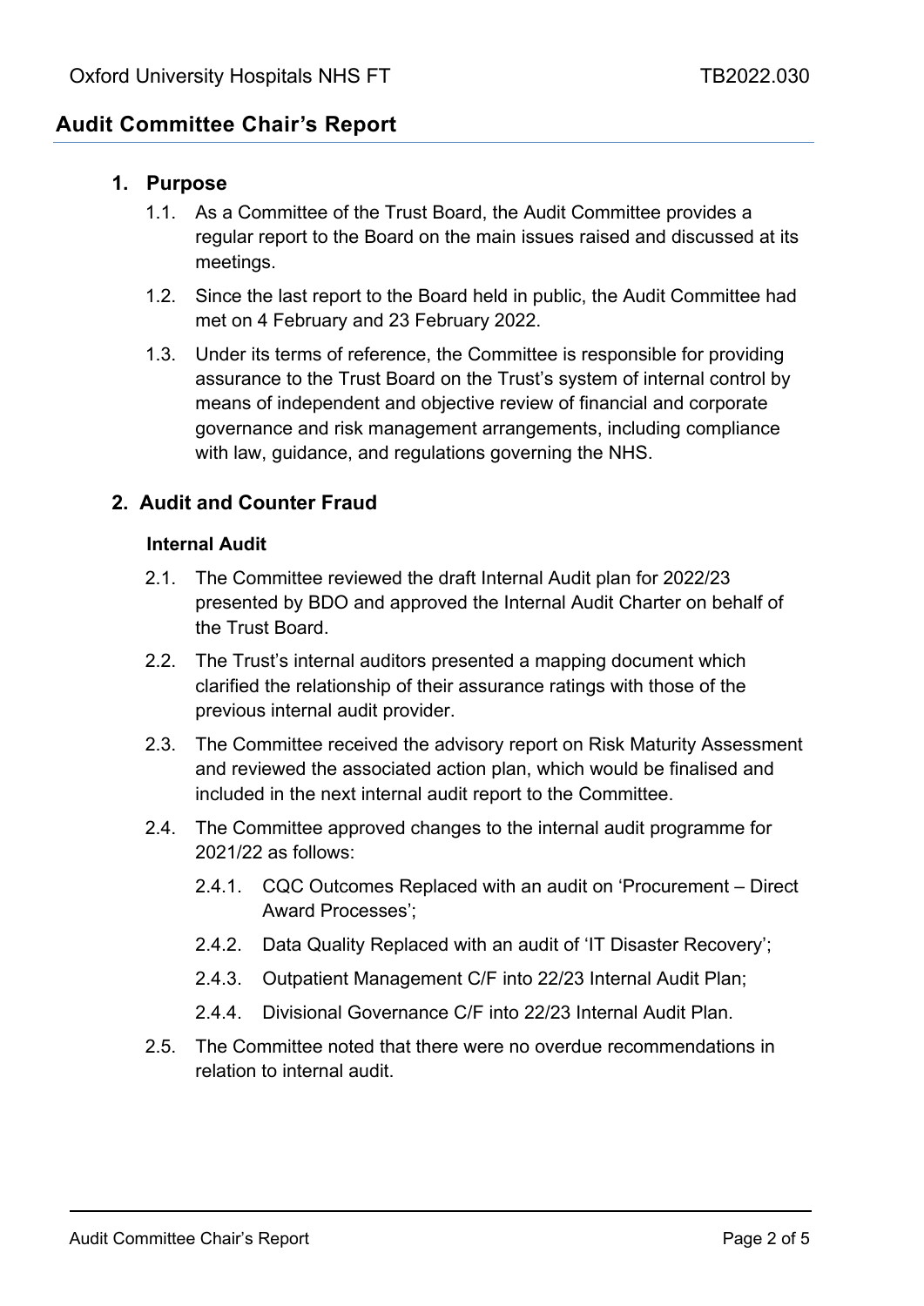## Audit Committee Chair's Report

### 1. Purpose

1.1. As a Committee of the Trust Board, the Audit Committee provides a regular report to the Board on the main issues raised and discussed at its meetings.

1.2. Since the last report to the Board held in public, the Audit Committee had met on 4 February and 23 February 2022.

1.3. Under its terms of reference, the Committee is responsible for providing assurance to the Trust Board on the Trust's system of internal control by means of independent and objective review of financial and corporate governance and risk management arrangements, including compliance with law, guidance, and regulations governing the NHS.

### 2. Audit and Counter Fraud

**Internal Audit**

2.1. The Committee reviewed the draft Internal Audit plan for 2022/23 presented by BDO and approved the Internal Audit Charter on behalf of the Trust Board.

2.2. The Trust's internal auditors presented a mapping document which clarified the relationship of their assurance ratings with those of the previous internal audit provider.

2.3. The Committee received the advisory report on Risk Maturity Assessment and reviewed the associated action plan, which would be finalised and included in the next internal audit report to the Committee.

2.4. The Committee approved changes to the internal audit programme for 2021/22 as follows:

2.4.1. CQC Outcomes Replaced with an audit on 'Procurement – Direct Award Processes';

2.4.2. Data Quality Replaced with an audit of 'IT Disaster Recovery';

2.4.3. Outpatient Management C/F into 22/23 Internal Audit Plan;

2.4.4. Divisional Governance C/F into 22/23 Internal Audit Plan.

2.5. The Committee noted that there were no overdue recommendations in relation to internal audit.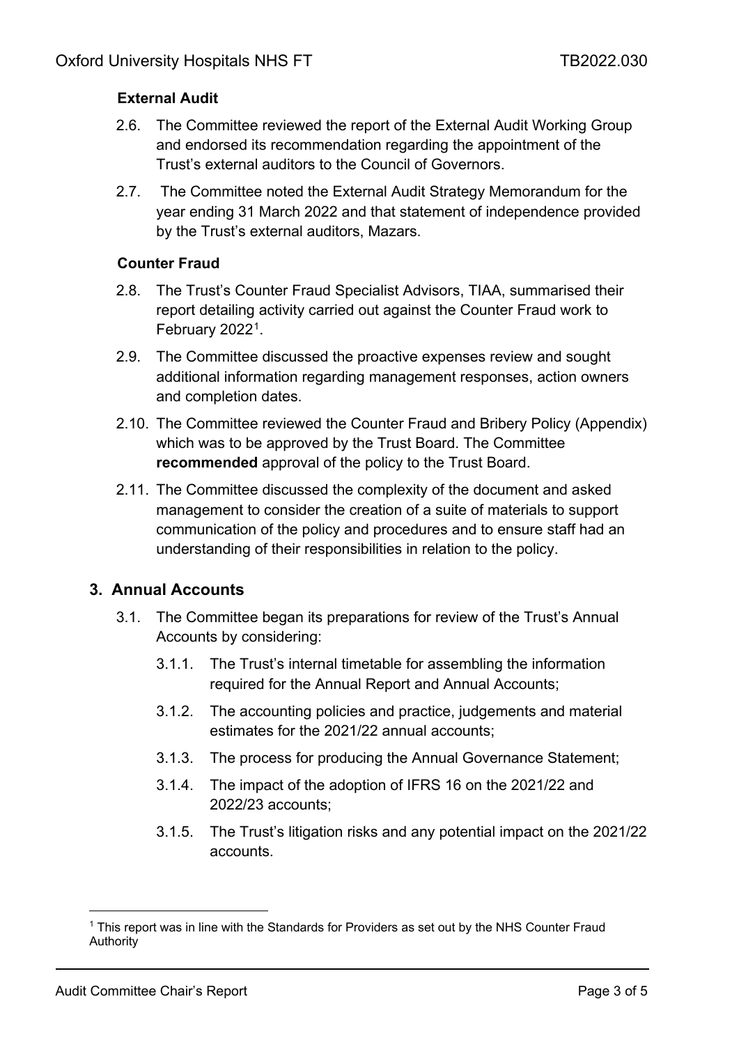**External Audit**

2.6. The Committee reviewed the report of the External Audit Working Group and endorsed its recommendation regarding the appointment of the Trust's external auditors to the Council of Governors.

2.7. The Committee noted the External Audit Strategy Memorandum for the year ending 31 March 2022 and that statement of independence provided by the Trust's external auditors, Mazars.

**Counter Fraud**

2.8. The Trust's Counter Fraud Specialist Advisors, TIAA, summarised their report detailing activity carried out against the Counter Fraud work to February 2022[1].

2.9. The Committee discussed the proactive expenses review and sought additional information regarding management responses, action owners and completion dates.

2.10. The Committee reviewed the Counter Fraud and Bribery Policy (Appendix) which was to be approved by the Trust Board. The Committee **recommended** approval of the policy to the Trust Board.

2.11. The Committee discussed the complexity of the document and asked management to consider the creation of a suite of materials to support communication of the policy and procedures and to ensure staff had an understanding of their responsibilities in relation to the policy.

## 3. Annual Accounts

3.1. The Committee began its preparations for review of the Trust's Annual Accounts by considering:

3.1.1. The Trust's internal timetable for assembling the information required for the Annual Report and Annual Accounts;

3.1.2. The accounting policies and practice, judgements and material estimates for the 2021/22 annual accounts;

3.1.3. The process for producing the Annual Governance Statement;

3.1.4. The impact of the adoption of IFRS 16 on the 2021/22 and 2022/23 accounts;

3.1.5. The Trust's litigation risks and any potential impact on the 2021/22 accounts.

[1] This report was in line with the Standards for Providers as set out by the NHS Counter Fraud Authority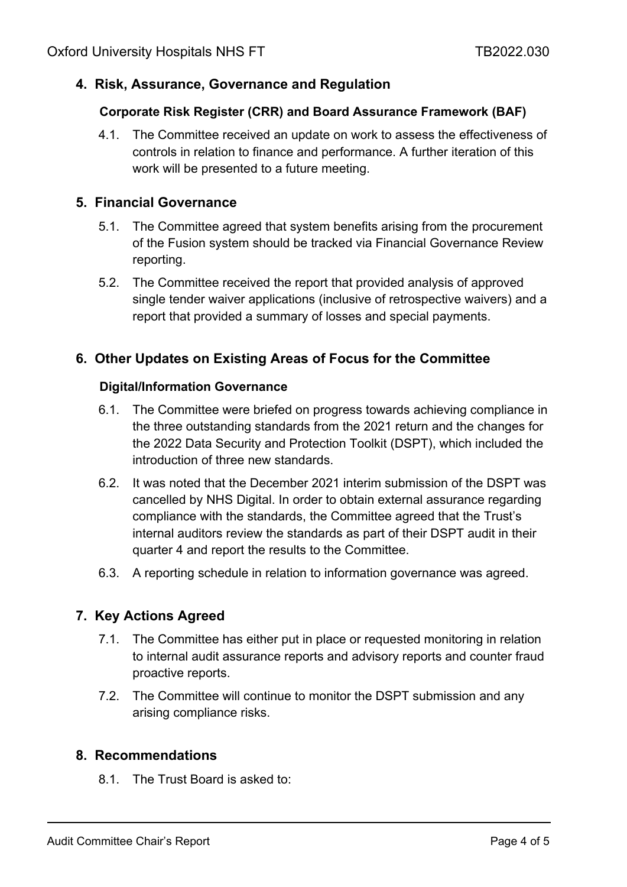## 4. Risk, Assurance, Governance and Regulation

### Corporate Risk Register (CRR) and Board Assurance Framework (BAF)

4.1. The Committee received an update on work to assess the effectiveness of controls in relation to finance and performance. A further iteration of this work will be presented to a future meeting.

## 5. Financial Governance

5.1. The Committee agreed that system benefits arising from the procurement of the Fusion system should be tracked via Financial Governance Review reporting.

5.2. The Committee received the report that provided analysis of approved single tender waiver applications (inclusive of retrospective waivers) and a report that provided a summary of losses and special payments.

## 6. Other Updates on Existing Areas of Focus for the Committee

### Digital/Information Governance

6.1. The Committee were briefed on progress towards achieving compliance in the three outstanding standards from the 2021 return and the changes for the 2022 Data Security and Protection Toolkit (DSPT), which included the introduction of three new standards.

6.2. It was noted that the December 2021 interim submission of the DSPT was cancelled by NHS Digital. In order to obtain external assurance regarding compliance with the standards, the Committee agreed that the Trust's internal auditors review the standards as part of their DSPT audit in their quarter 4 and report the results to the Committee.

6.3. A reporting schedule in relation to information governance was agreed.

## 7. Key Actions Agreed

7.1. The Committee has either put in place or requested monitoring in relation to internal audit assurance reports and advisory reports and counter fraud proactive reports.

7.2. The Committee will continue to monitor the DSPT submission and any arising compliance risks.

## 8. Recommendations

8.1. The Trust Board is asked to: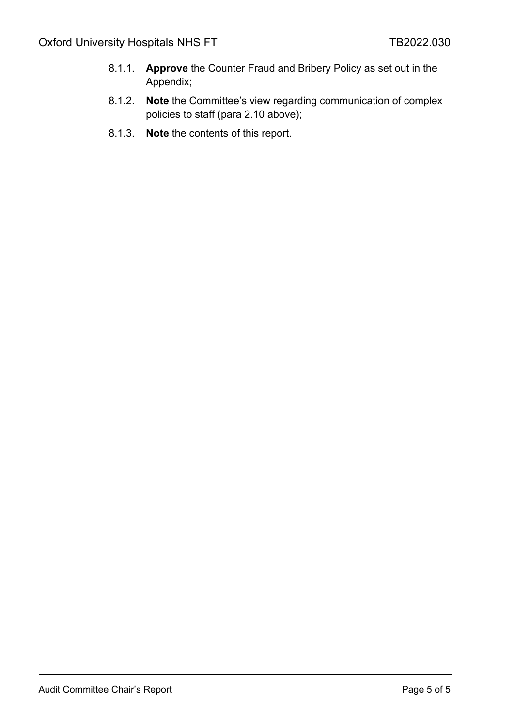8.1.1. **Approve** the Counter Fraud and Bribery Policy as set out in the Appendix;

8.1.2. **Note** the Committee's view regarding communication of complex policies to staff (para 2.10 above);

8.1.3. **Note** the contents of this report.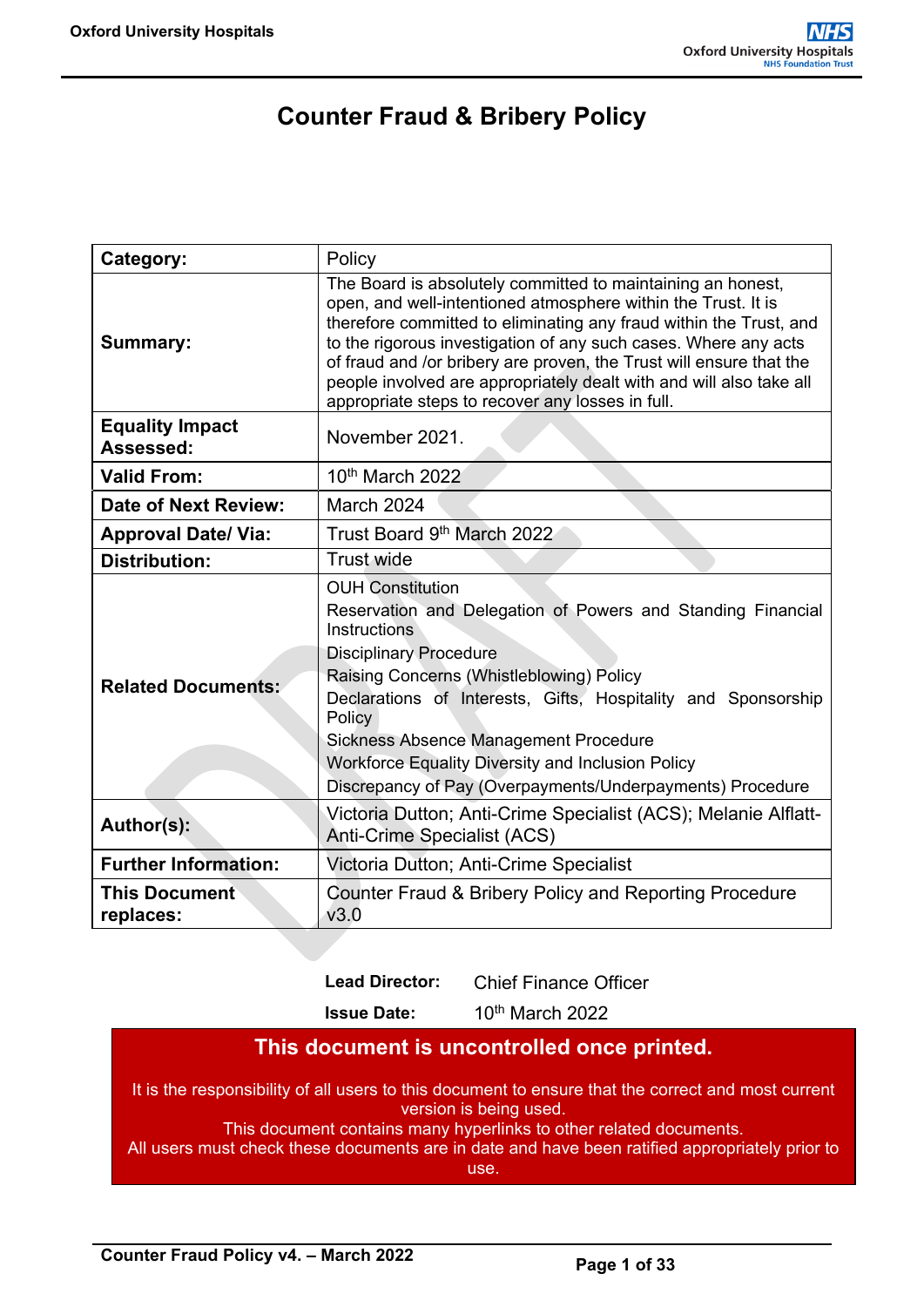# Counter Fraud & Bribery Policy

| Category: | Policy |
|---|---|
| Summary: | The Board is absolutely committed to maintaining an honest, open, and well-intentioned atmosphere within the Trust. It is therefore committed to eliminating any fraud within the Trust, and to the rigorous investigation of any such cases. Where any acts of fraud and /or bribery are proven, the Trust will ensure that the people involved are appropriately dealt with and will also take all appropriate steps to recover any losses in full. |
| Equality Impact Assessed: | November 2021. |
| Valid From: | 10th March 2022 |
| Date of Next Review: | March 2024 |
| Approval Date/ Via: | Trust Board 9th March 2022 |
| Distribution: | Trust wide |
| Related Documents: | OUH Constitution<br>Reservation and Delegation of Powers and Standing Financial Instructions<br>Disciplinary Procedure<br>Raising Concerns (Whistleblowing) Policy<br>Declarations of Interests, Gifts, Hospitality and Sponsorship Policy<br>Sickness Absence Management Procedure<br>Workforce Equality Diversity and Inclusion Policy<br>Discrepancy of Pay (Overpayments/Underpayments) Procedure |
| Author(s): | Victoria Dutton; Anti-Crime Specialist (ACS); Melanie Alflatt- Anti-Crime Specialist (ACS) |
| Further Information: | Victoria Dutton; Anti-Crime Specialist |
| This Document replaces: | Counter Fraud & Bribery Policy and Reporting Procedure v3.0 |

**Lead Director:** Chief Finance Officer

**Issue Date:** 10th March 2022

**This document is uncontrolled once printed.**

It is the responsibility of all users to this document to ensure that the correct and most current version is being used.
This document contains many hyperlinks to other related documents.
All users must check these documents are in date and have been ratified appropriately prior to use.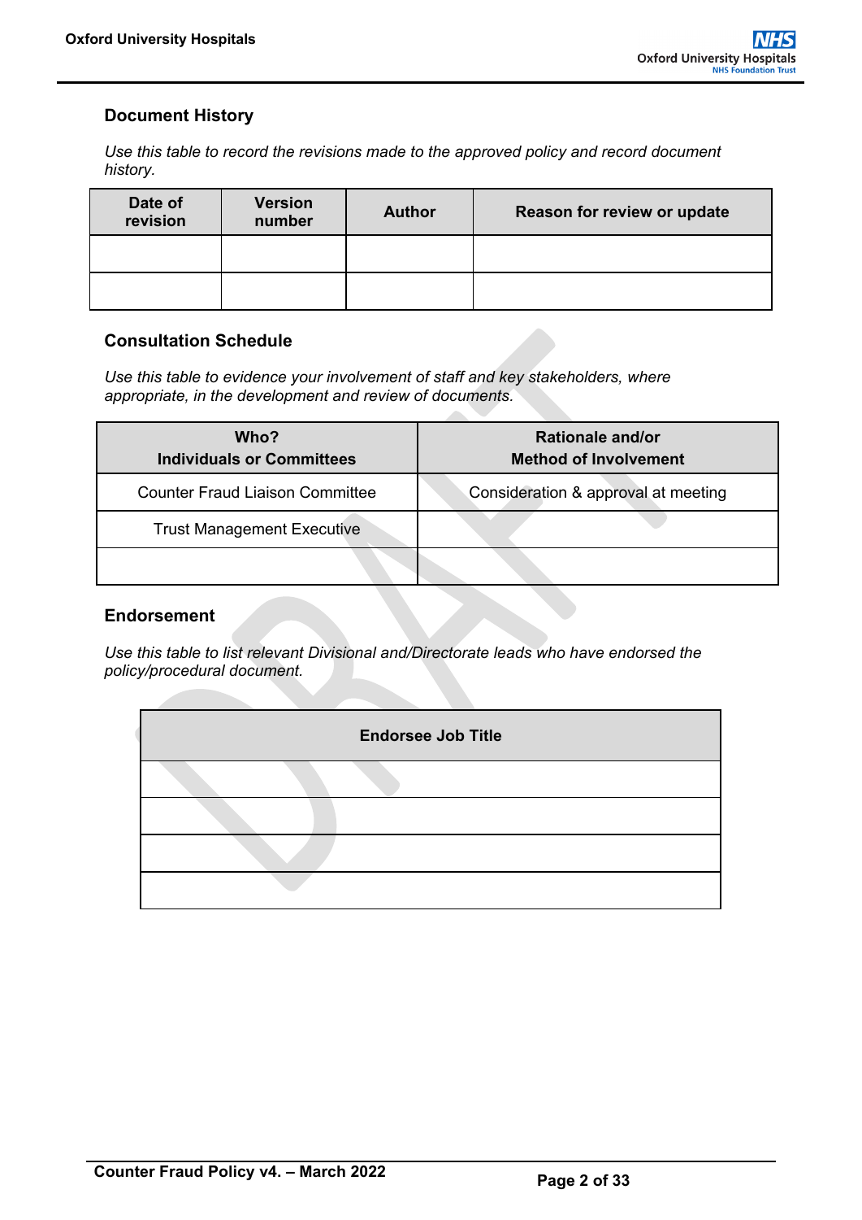## Document History

*Use this table to record the revisions made to the approved policy and record document history.*

| Date of revision | Version number | Author | Reason for review or update |
|---|---|---|---|
| | | | |
| | | | |

## Consultation Schedule

*Use this table to evidence your involvement of staff and key stakeholders, where appropriate, in the development and review of documents.*

| Who? Individuals or Committees | Rationale and/or Method of Involvement |
|---|---|
| Counter Fraud Liaison Committee | Consideration & approval at meeting |
| Trust Management Executive | |
| | |

## Endorsement

*Use this table to list relevant Divisional and/Directorate leads who have endorsed the policy/procedural document.*

| Endorsee Job Title |
|---|
| |
| |
| |
| |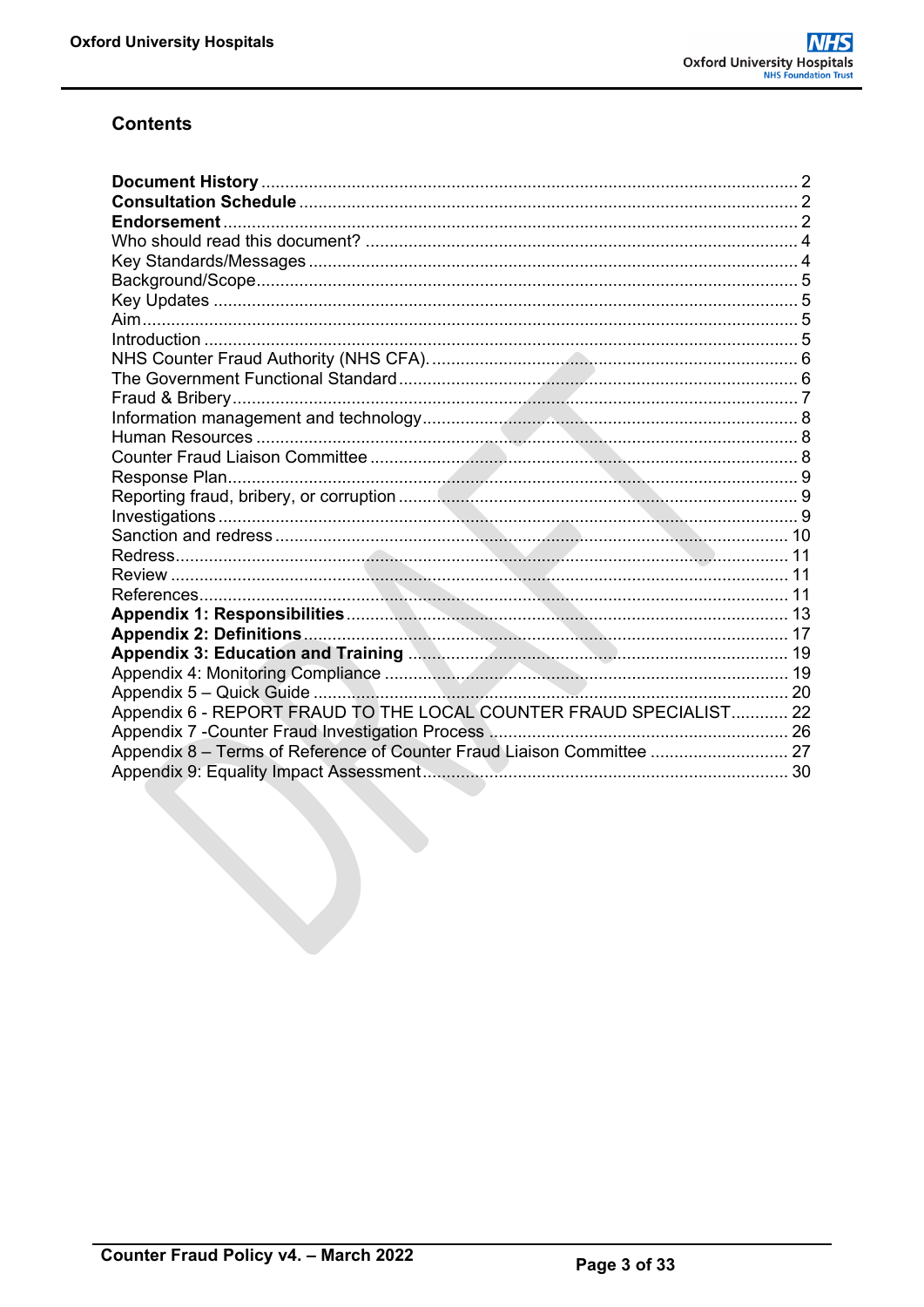## Contents

| | |
|---|---|
| **Document History** | 2 |
| **Consultation Schedule** | 2 |
| **Endorsement** | 2 |
| Who should read this document? | 4 |
| Key Standards/Messages | 4 |
| Background/Scope | 5 |
| Key Updates | 5 |
| Aim | 5 |
| Introduction | 5 |
| NHS Counter Fraud Authority (NHS CFA). | 6 |
| The Government Functional Standard | 6 |
| Fraud & Bribery | 7 |
| Information management and technology | 8 |
| Human Resources | 8 |
| Counter Fraud Liaison Committee | 8 |
| Response Plan | 9 |
| Reporting fraud, bribery, or corruption | 9 |
| Investigations | 9 |
| Sanction and redress | 10 |
| Redress | 11 |
| Review | 11 |
| References | 11 |
| **Appendix 1: Responsibilities** | 13 |
| **Appendix 2: Definitions** | 17 |
| **Appendix 3: Education and Training** | 19 |
| Appendix 4: Monitoring Compliance | 19 |
| Appendix 5 – Quick Guide | 20 |
| Appendix 6 - REPORT FRAUD TO THE LOCAL COUNTER FRAUD SPECIALIST | 22 |
| Appendix 7 -Counter Fraud Investigation Process | 26 |
| Appendix 8 – Terms of Reference of Counter Fraud Liaison Committee | 27 |
| Appendix 9: Equality Impact Assessment | 30 |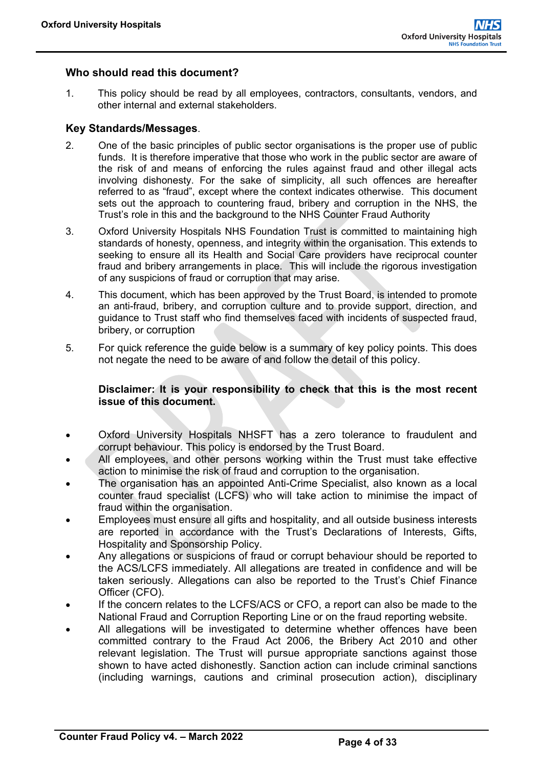## Who should read this document?

1. This policy should be read by all employees, contractors, consultants, vendors, and other internal and external stakeholders.

## Key Standards/Messages.

2. One of the basic principles of public sector organisations is the proper use of public funds. It is therefore imperative that those who work in the public sector are aware of the risk of and means of enforcing the rules against fraud and other illegal acts involving dishonesty. For the sake of simplicity, all such offences are hereafter referred to as "fraud", except where the context indicates otherwise. This document sets out the approach to countering fraud, bribery and corruption in the NHS, the Trust's role in this and the background to the NHS Counter Fraud Authority

3. Oxford University Hospitals NHS Foundation Trust is committed to maintaining high standards of honesty, openness, and integrity within the organisation. This extends to seeking to ensure all its Health and Social Care providers have reciprocal counter fraud and bribery arrangements in place. This will include the rigorous investigation of any suspicions of fraud or corruption that may arise.

4. This document, which has been approved by the Trust Board, is intended to promote an anti-fraud, bribery, and corruption culture and to provide support, direction, and guidance to Trust staff who find themselves faced with incidents of suspected fraud, bribery, or corruption

5. For quick reference the guide below is a summary of key policy points. This does not negate the need to be aware of and follow the detail of this policy.

**Disclaimer: It is your responsibility to check that this is the most recent issue of this document.**

- Oxford University Hospitals NHSFT has a zero tolerance to fraudulent and corrupt behaviour. This policy is endorsed by the Trust Board.
- All employees, and other persons working within the Trust must take effective action to minimise the risk of fraud and corruption to the organisation.
- The organisation has an appointed Anti-Crime Specialist, also known as a local counter fraud specialist (LCFS) who will take action to minimise the impact of fraud within the organisation.
- Employees must ensure all gifts and hospitality, and all outside business interests are reported in accordance with the Trust's Declarations of Interests, Gifts, Hospitality and Sponsorship Policy.
- Any allegations or suspicions of fraud or corrupt behaviour should be reported to the ACS/LCFS immediately. All allegations are treated in confidence and will be taken seriously. Allegations can also be reported to the Trust's Chief Finance Officer (CFO).
- If the concern relates to the LCFS/ACS or CFO, a report can also be made to the National Fraud and Corruption Reporting Line or on the fraud reporting website.
- All allegations will be investigated to determine whether offences have been committed contrary to the Fraud Act 2006, the Bribery Act 2010 and other relevant legislation. The Trust will pursue appropriate sanctions against those shown to have acted dishonestly. Sanction action can include criminal sanctions (including warnings, cautions and criminal prosecution action), disciplinary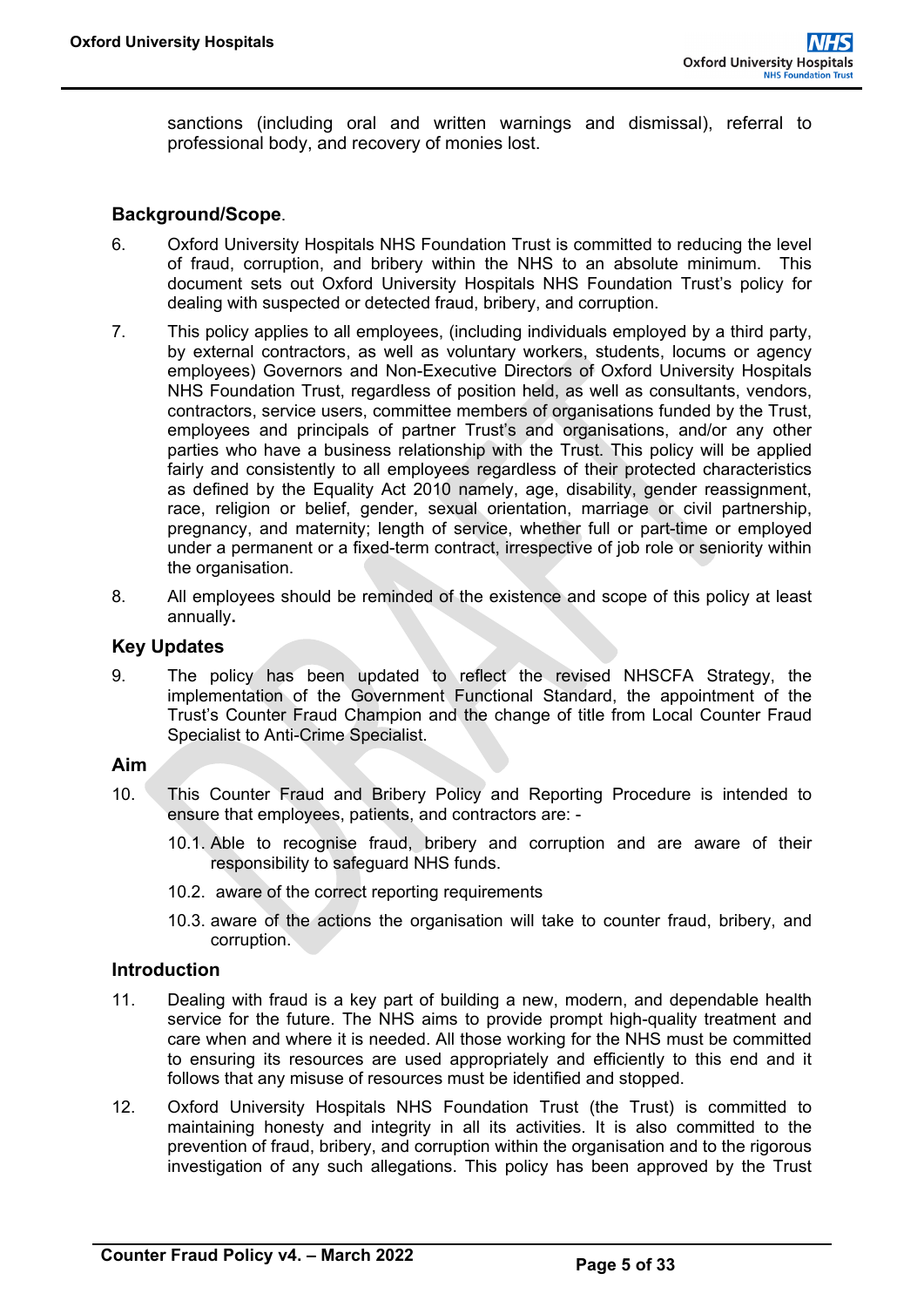sanctions (including oral and written warnings and dismissal), referral to professional body, and recovery of monies lost.

## Background/Scope.

6. Oxford University Hospitals NHS Foundation Trust is committed to reducing the level of fraud, corruption, and bribery within the NHS to an absolute minimum. This document sets out Oxford University Hospitals NHS Foundation Trust's policy for dealing with suspected or detected fraud, bribery, and corruption.

7. This policy applies to all employees, (including individuals employed by a third party, by external contractors, as well as voluntary workers, students, locums or agency employees) Governors and Non-Executive Directors of Oxford University Hospitals NHS Foundation Trust, regardless of position held, as well as consultants, vendors, contractors, service users, committee members of organisations funded by the Trust, employees and principals of partner Trust's and organisations, and/or any other parties who have a business relationship with the Trust. This policy will be applied fairly and consistently to all employees regardless of their protected characteristics as defined by the Equality Act 2010 namely, age, disability, gender reassignment, race, religion or belief, gender, sexual orientation, marriage or civil partnership, pregnancy, and maternity; length of service, whether full or part-time or employed under a permanent or a fixed-term contract, irrespective of job role or seniority within the organisation.

8. All employees should be reminded of the existence and scope of this policy at least annually**.**

## Key Updates

9. The policy has been updated to reflect the revised NHSCFA Strategy, the implementation of the Government Functional Standard, the appointment of the Trust's Counter Fraud Champion and the change of title from Local Counter Fraud Specialist to Anti-Crime Specialist.

## Aim

10. This Counter Fraud and Bribery Policy and Reporting Procedure is intended to ensure that employees, patients, and contractors are: -

    10.1. Able to recognise fraud, bribery and corruption and are aware of their responsibility to safeguard NHS funds.

    10.2. aware of the correct reporting requirements

    10.3. aware of the actions the organisation will take to counter fraud, bribery, and corruption.

## Introduction

11. Dealing with fraud is a key part of building a new, modern, and dependable health service for the future. The NHS aims to provide prompt high-quality treatment and care when and where it is needed. All those working for the NHS must be committed to ensuring its resources are used appropriately and efficiently to this end and it follows that any misuse of resources must be identified and stopped.

12. Oxford University Hospitals NHS Foundation Trust (the Trust) is committed to maintaining honesty and integrity in all its activities. It is also committed to the prevention of fraud, bribery, and corruption within the organisation and to the rigorous investigation of any such allegations. This policy has been approved by the Trust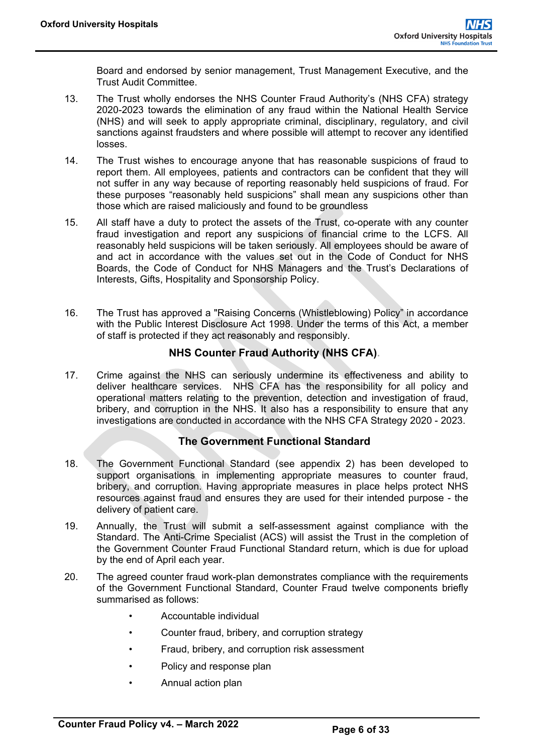Board and endorsed by senior management, Trust Management Executive, and the Trust Audit Committee.

13. The Trust wholly endorses the NHS Counter Fraud Authority's (NHS CFA) strategy 2020-2023 towards the elimination of any fraud within the National Health Service (NHS) and will seek to apply appropriate criminal, disciplinary, regulatory, and civil sanctions against fraudsters and where possible will attempt to recover any identified losses.

14. The Trust wishes to encourage anyone that has reasonable suspicions of fraud to report them. All employees, patients and contractors can be confident that they will not suffer in any way because of reporting reasonably held suspicions of fraud. For these purposes "reasonably held suspicions" shall mean any suspicions other than those which are raised maliciously and found to be groundless

15. All staff have a duty to protect the assets of the Trust, co-operate with any counter fraud investigation and report any suspicions of financial crime to the LCFS. All reasonably held suspicions will be taken seriously. All employees should be aware of and act in accordance with the values set out in the Code of Conduct for NHS Boards, the Code of Conduct for NHS Managers and the Trust's Declarations of Interests, Gifts, Hospitality and Sponsorship Policy.

16. The Trust has approved a "Raising Concerns (Whistleblowing) Policy" in accordance with the Public Interest Disclosure Act 1998. Under the terms of this Act, a member of staff is protected if they act reasonably and responsibly.

## NHS Counter Fraud Authority (NHS CFA).

17. Crime against the NHS can seriously undermine its effectiveness and ability to deliver healthcare services. NHS CFA has the responsibility for all policy and operational matters relating to the prevention, detection and investigation of fraud, bribery, and corruption in the NHS. It also has a responsibility to ensure that any investigations are conducted in accordance with the NHS CFA Strategy 2020 - 2023.

## The Government Functional Standard

18. The Government Functional Standard (see appendix 2) has been developed to support organisations in implementing appropriate measures to counter fraud, bribery, and corruption. Having appropriate measures in place helps protect NHS resources against fraud and ensures they are used for their intended purpose - the delivery of patient care.

19. Annually, the Trust will submit a self-assessment against compliance with the Standard. The Anti-Crime Specialist (ACS) will assist the Trust in the completion of the Government Counter Fraud Functional Standard return, which is due for upload by the end of April each year.

20. The agreed counter fraud work-plan demonstrates compliance with the requirements of the Government Functional Standard, Counter Fraud twelve components briefly summarised as follows:

    - Accountable individual
    - Counter fraud, bribery, and corruption strategy
    - Fraud, bribery, and corruption risk assessment
    - Policy and response plan
    - Annual action plan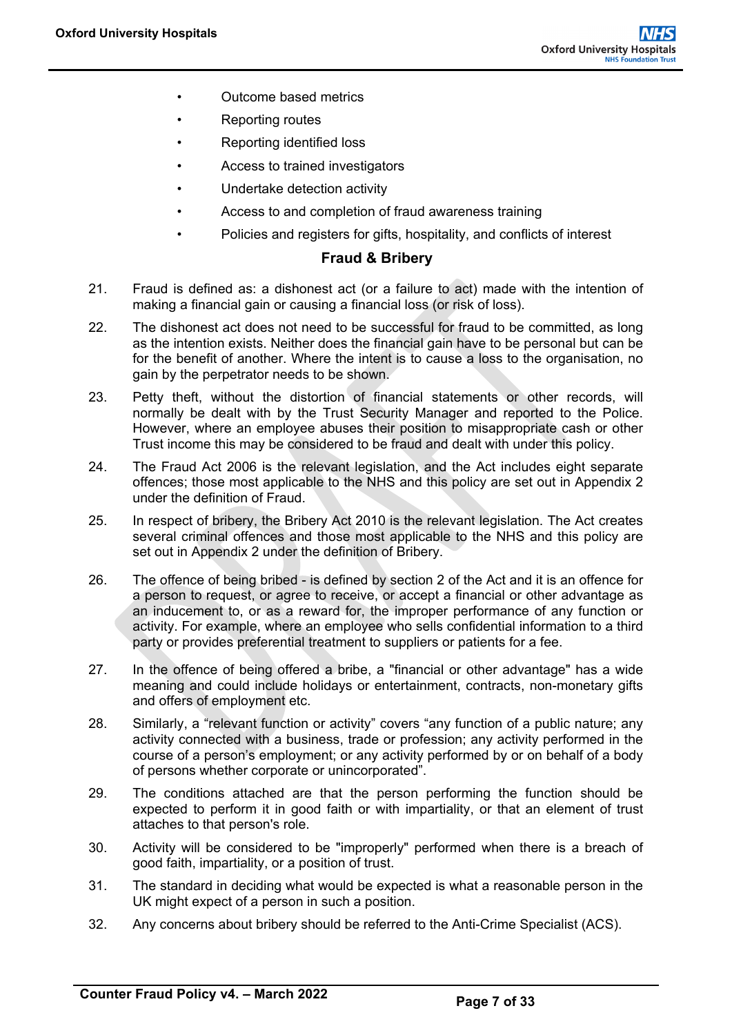- Outcome based metrics
- Reporting routes
- Reporting identified loss
- Access to trained investigators
- Undertake detection activity
- Access to and completion of fraud awareness training
- Policies and registers for gifts, hospitality, and conflicts of interest

## Fraud & Bribery

21. Fraud is defined as: a dishonest act (or a failure to act) made with the intention of making a financial gain or causing a financial loss (or risk of loss).

22. The dishonest act does not need to be successful for fraud to be committed, as long as the intention exists. Neither does the financial gain have to be personal but can be for the benefit of another. Where the intent is to cause a loss to the organisation, no gain by the perpetrator needs to be shown.

23. Petty theft, without the distortion of financial statements or other records, will normally be dealt with by the Trust Security Manager and reported to the Police. However, where an employee abuses their position to misappropriate cash or other Trust income this may be considered to be fraud and dealt with under this policy.

24. The Fraud Act 2006 is the relevant legislation, and the Act includes eight separate offences; those most applicable to the NHS and this policy are set out in Appendix 2 under the definition of Fraud.

25. In respect of bribery, the Bribery Act 2010 is the relevant legislation. The Act creates several criminal offences and those most applicable to the NHS and this policy are set out in Appendix 2 under the definition of Bribery.

26. The offence of being bribed - is defined by section 2 of the Act and it is an offence for a person to request, or agree to receive, or accept a financial or other advantage as an inducement to, or as a reward for, the improper performance of any function or activity. For example, where an employee who sells confidential information to a third party or provides preferential treatment to suppliers or patients for a fee.

27. In the offence of being offered a bribe, a "financial or other advantage" has a wide meaning and could include holidays or entertainment, contracts, non-monetary gifts and offers of employment etc.

28. Similarly, a "relevant function or activity" covers "any function of a public nature; any activity connected with a business, trade or profession; any activity performed in the course of a person's employment; or any activity performed by or on behalf of a body of persons whether corporate or unincorporated".

29. The conditions attached are that the person performing the function should be expected to perform it in good faith or with impartiality, or that an element of trust attaches to that person's role.

30. Activity will be considered to be "improperly" performed when there is a breach of good faith, impartiality, or a position of trust.

31. The standard in deciding what would be expected is what a reasonable person in the UK might expect of a person in such a position.

32. Any concerns about bribery should be referred to the Anti-Crime Specialist (ACS).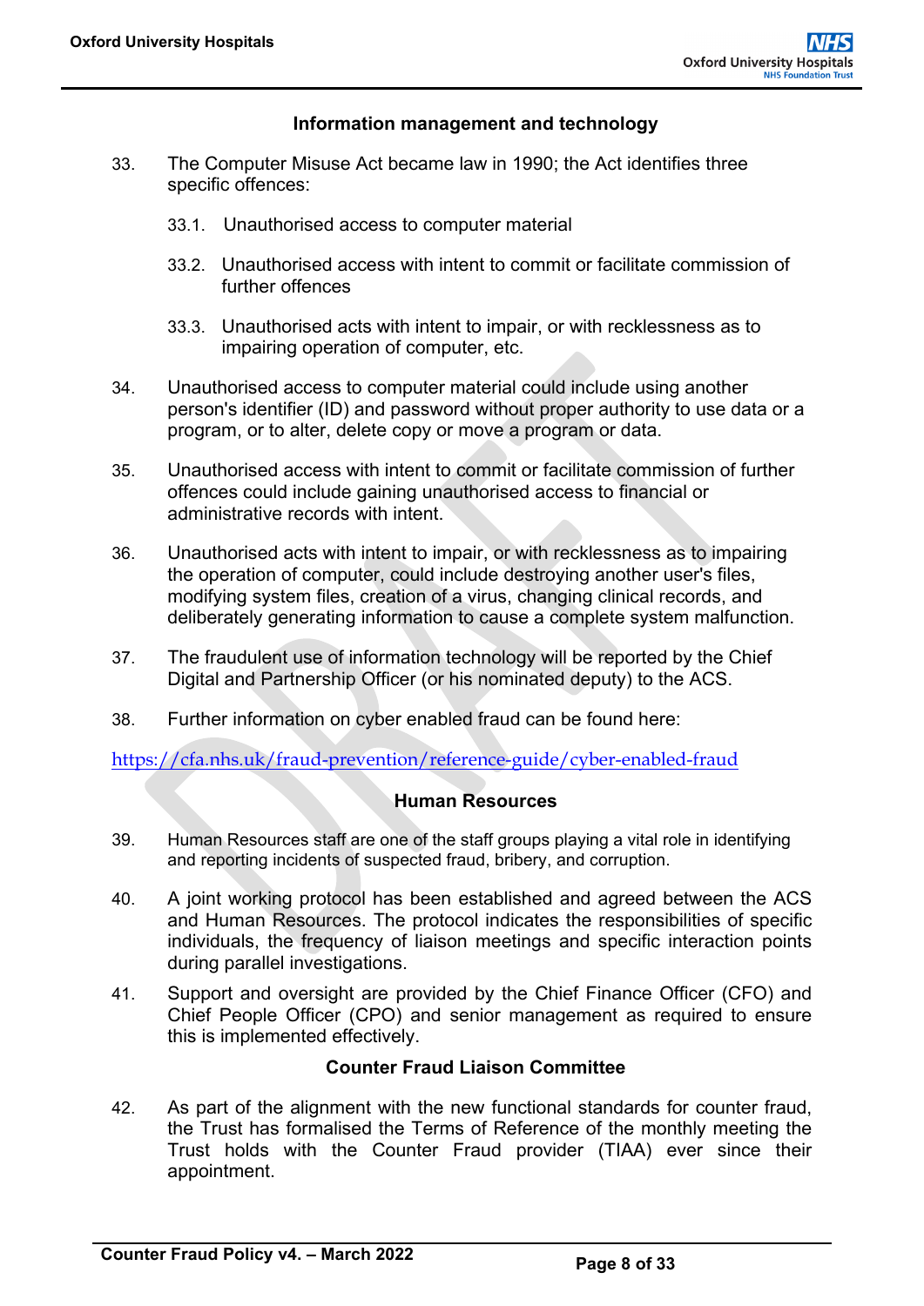### Information management and technology

33. The Computer Misuse Act became law in 1990; the Act identifies three specific offences:

    33.1. Unauthorised access to computer material

    33.2. Unauthorised access with intent to commit or facilitate commission of further offences

    33.3. Unauthorised acts with intent to impair, or with recklessness as to impairing operation of computer, etc.

34. Unauthorised access to computer material could include using another person's identifier (ID) and password without proper authority to use data or a program, or to alter, delete copy or move a program or data.

35. Unauthorised access with intent to commit or facilitate commission of further offences could include gaining unauthorised access to financial or administrative records with intent.

36. Unauthorised acts with intent to impair, or with recklessness as to impairing the operation of computer, could include destroying another user's files, modifying system files, creation of a virus, changing clinical records, and deliberately generating information to cause a complete system malfunction.

37. The fraudulent use of information technology will be reported by the Chief Digital and Partnership Officer (or his nominated deputy) to the ACS.

38. Further information on cyber enabled fraud can be found here:

https://cfa.nhs.uk/fraud-prevention/reference-guide/cyber-enabled-fraud

### Human Resources

39. Human Resources staff are one of the staff groups playing a vital role in identifying and reporting incidents of suspected fraud, bribery, and corruption.

40. A joint working protocol has been established and agreed between the ACS and Human Resources. The protocol indicates the responsibilities of specific individuals, the frequency of liaison meetings and specific interaction points during parallel investigations.

41. Support and oversight are provided by the Chief Finance Officer (CFO) and Chief People Officer (CPO) and senior management as required to ensure this is implemented effectively.

### Counter Fraud Liaison Committee

42. As part of the alignment with the new functional standards for counter fraud, the Trust has formalised the Terms of Reference of the monthly meeting the Trust holds with the Counter Fraud provider (TIAA) ever since their appointment.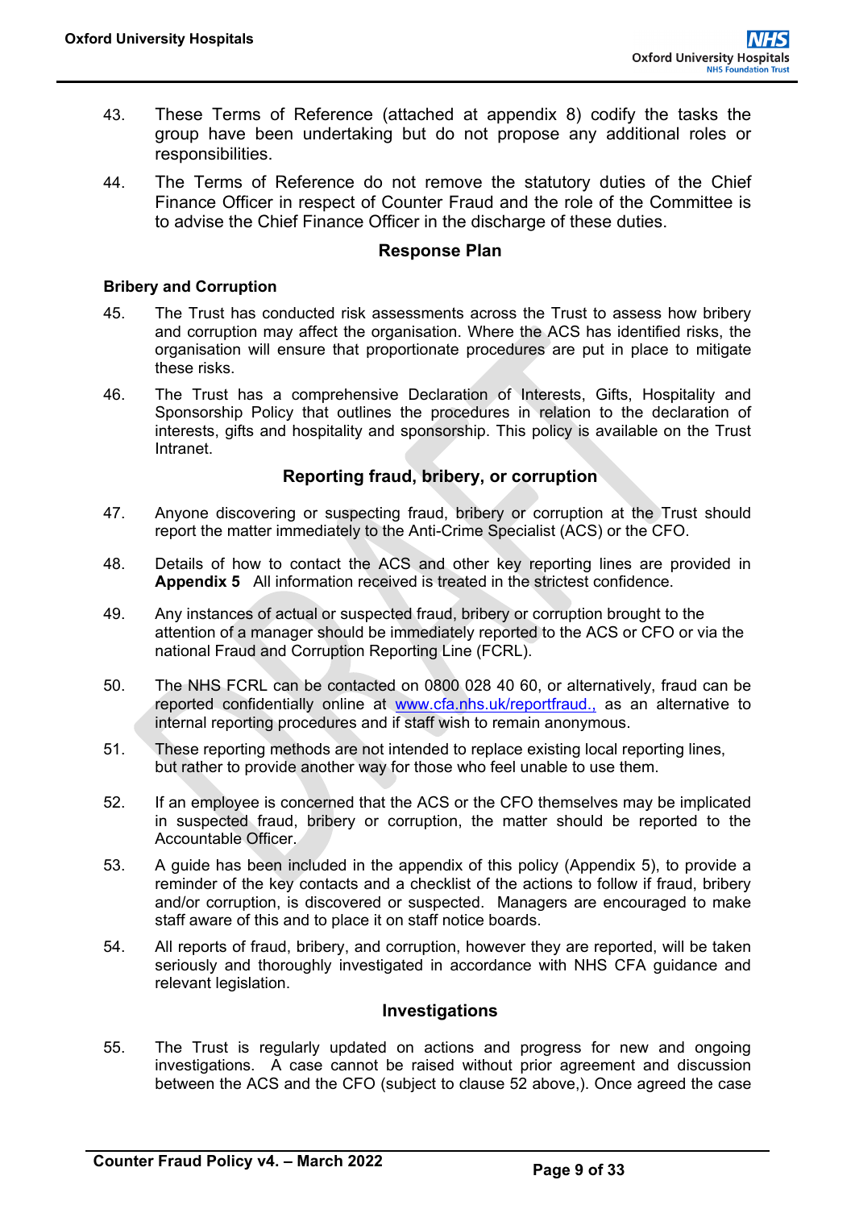43. These Terms of Reference (attached at appendix 8) codify the tasks the group have been undertaking but do not propose any additional roles or responsibilities.

44. The Terms of Reference do not remove the statutory duties of the Chief Finance Officer in respect of Counter Fraud and the role of the Committee is to advise the Chief Finance Officer in the discharge of these duties.

## Response Plan

### Bribery and Corruption

45. The Trust has conducted risk assessments across the Trust to assess how bribery and corruption may affect the organisation. Where the ACS has identified risks, the organisation will ensure that proportionate procedures are put in place to mitigate these risks.

46. The Trust has a comprehensive Declaration of Interests, Gifts, Hospitality and Sponsorship Policy that outlines the procedures in relation to the declaration of interests, gifts and hospitality and sponsorship. This policy is available on the Trust Intranet.

## Reporting fraud, bribery, or corruption

47. Anyone discovering or suspecting fraud, bribery or corruption at the Trust should report the matter immediately to the Anti-Crime Specialist (ACS) or the CFO.

48. Details of how to contact the ACS and other key reporting lines are provided in **Appendix 5** All information received is treated in the strictest confidence.

49. Any instances of actual or suspected fraud, bribery or corruption brought to the attention of a manager should be immediately reported to the ACS or CFO or via the national Fraud and Corruption Reporting Line (FCRL).

50. The NHS FCRL can be contacted on 0800 028 40 60, or alternatively, fraud can be reported confidentially online at www.cfa.nhs.uk/reportfraud., as an alternative to internal reporting procedures and if staff wish to remain anonymous.

51. These reporting methods are not intended to replace existing local reporting lines, but rather to provide another way for those who feel unable to use them.

52. If an employee is concerned that the ACS or the CFO themselves may be implicated in suspected fraud, bribery or corruption, the matter should be reported to the Accountable Officer.

53. A guide has been included in the appendix of this policy (Appendix 5), to provide a reminder of the key contacts and a checklist of the actions to follow if fraud, bribery and/or corruption, is discovered or suspected. Managers are encouraged to make staff aware of this and to place it on staff notice boards.

54. All reports of fraud, bribery, and corruption, however they are reported, will be taken seriously and thoroughly investigated in accordance with NHS CFA guidance and relevant legislation.

## Investigations

55. The Trust is regularly updated on actions and progress for new and ongoing investigations. A case cannot be raised without prior agreement and discussion between the ACS and the CFO (subject to clause 52 above,). Once agreed the case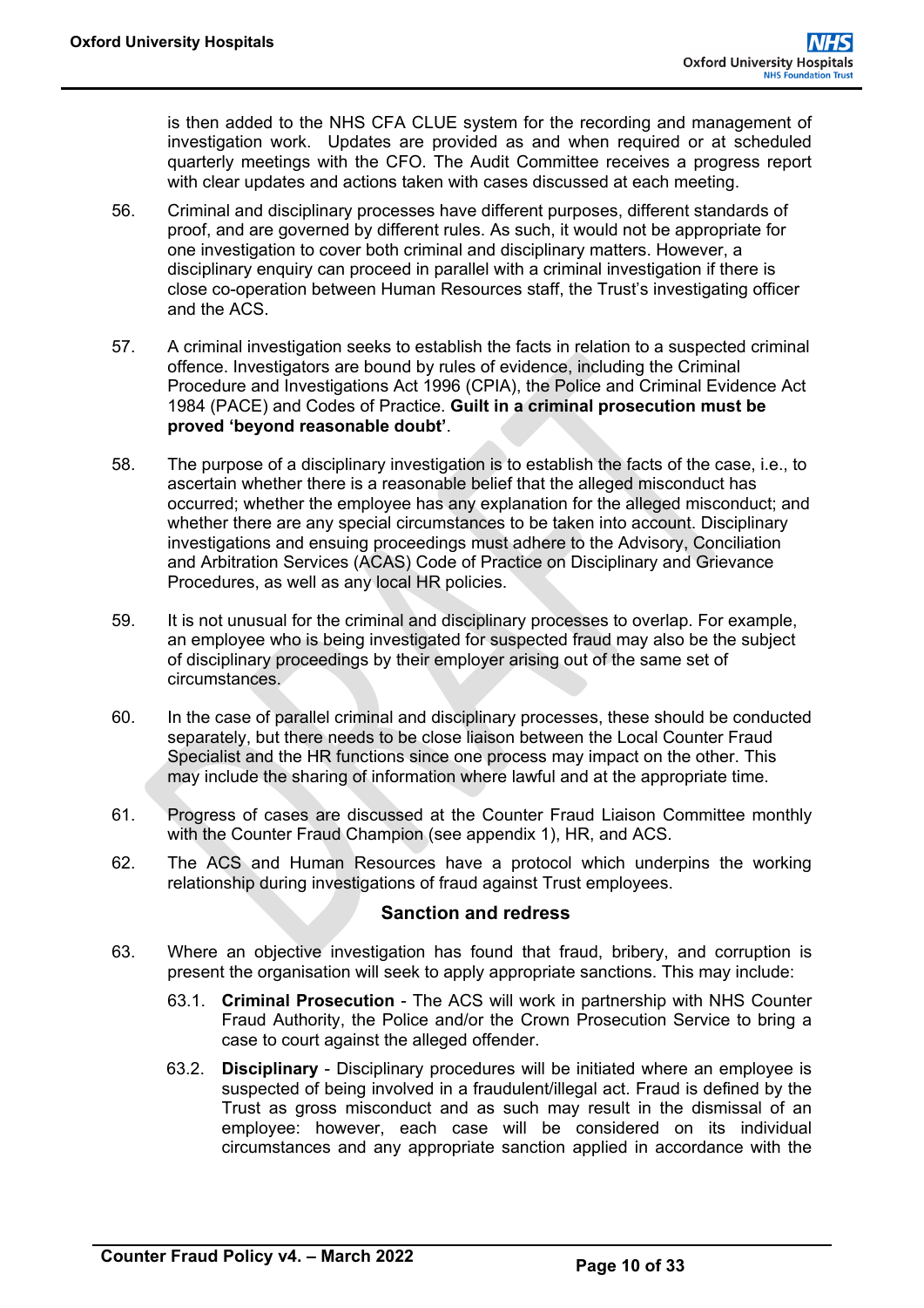is then added to the NHS CFA CLUE system for the recording and management of investigation work. Updates are provided as and when required or at scheduled quarterly meetings with the CFO. The Audit Committee receives a progress report with clear updates and actions taken with cases discussed at each meeting.

56. Criminal and disciplinary processes have different purposes, different standards of proof, and are governed by different rules. As such, it would not be appropriate for one investigation to cover both criminal and disciplinary matters. However, a disciplinary enquiry can proceed in parallel with a criminal investigation if there is close co-operation between Human Resources staff, the Trust's investigating officer and the ACS.

57. A criminal investigation seeks to establish the facts in relation to a suspected criminal offence. Investigators are bound by rules of evidence, including the Criminal Procedure and Investigations Act 1996 (CPIA), the Police and Criminal Evidence Act 1984 (PACE) and Codes of Practice. **Guilt in a criminal prosecution must be proved 'beyond reasonable doubt'**.

58. The purpose of a disciplinary investigation is to establish the facts of the case, i.e., to ascertain whether there is a reasonable belief that the alleged misconduct has occurred; whether the employee has any explanation for the alleged misconduct; and whether there are any special circumstances to be taken into account. Disciplinary investigations and ensuing proceedings must adhere to the Advisory, Conciliation and Arbitration Services (ACAS) Code of Practice on Disciplinary and Grievance Procedures, as well as any local HR policies.

59. It is not unusual for the criminal and disciplinary processes to overlap. For example, an employee who is being investigated for suspected fraud may also be the subject of disciplinary proceedings by their employer arising out of the same set of circumstances.

60. In the case of parallel criminal and disciplinary processes, these should be conducted separately, but there needs to be close liaison between the Local Counter Fraud Specialist and the HR functions since one process may impact on the other. This may include the sharing of information where lawful and at the appropriate time.

61. Progress of cases are discussed at the Counter Fraud Liaison Committee monthly with the Counter Fraud Champion (see appendix 1), HR, and ACS.

62. The ACS and Human Resources have a protocol which underpins the working relationship during investigations of fraud against Trust employees.

### Sanction and redress

63. Where an objective investigation has found that fraud, bribery, and corruption is present the organisation will seek to apply appropriate sanctions. This may include:

    63.1. **Criminal Prosecution** - The ACS will work in partnership with NHS Counter Fraud Authority, the Police and/or the Crown Prosecution Service to bring a case to court against the alleged offender.

    63.2. **Disciplinary** - Disciplinary procedures will be initiated where an employee is suspected of being involved in a fraudulent/illegal act. Fraud is defined by the Trust as gross misconduct and as such may result in the dismissal of an employee: however, each case will be considered on its individual circumstances and any appropriate sanction applied in accordance with the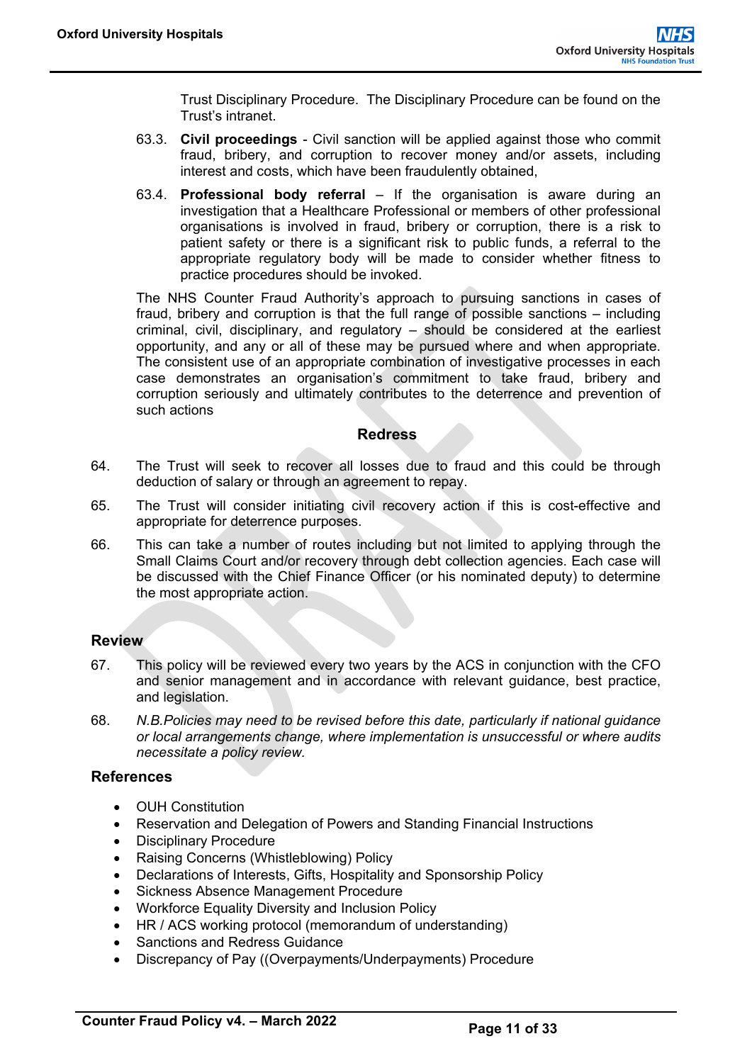Trust Disciplinary Procedure. The Disciplinary Procedure can be found on the Trust's intranet.

63.3. **Civil proceedings** - Civil sanction will be applied against those who commit fraud, bribery, and corruption to recover money and/or assets, including interest and costs, which have been fraudulently obtained,

63.4. **Professional body referral** – If the organisation is aware during an investigation that a Healthcare Professional or members of other professional organisations is involved in fraud, bribery or corruption, there is a risk to patient safety or there is a significant risk to public funds, a referral to the appropriate regulatory body will be made to consider whether fitness to practice procedures should be invoked.

The NHS Counter Fraud Authority's approach to pursuing sanctions in cases of fraud, bribery and corruption is that the full range of possible sanctions – including criminal, civil, disciplinary, and regulatory – should be considered at the earliest opportunity, and any or all of these may be pursued where and when appropriate. The consistent use of an appropriate combination of investigative processes in each case demonstrates an organisation's commitment to take fraud, bribery and corruption seriously and ultimately contributes to the deterrence and prevention of such actions

### Redress

64. The Trust will seek to recover all losses due to fraud and this could be through deduction of salary or through an agreement to repay.

65. The Trust will consider initiating civil recovery action if this is cost-effective and appropriate for deterrence purposes.

66. This can take a number of routes including but not limited to applying through the Small Claims Court and/or recovery through debt collection agencies. Each case will be discussed with the Chief Finance Officer (or his nominated deputy) to determine the most appropriate action.

## Review

67. This policy will be reviewed every two years by the ACS in conjunction with the CFO and senior management and in accordance with relevant guidance, best practice, and legislation.

68. *N.B.Policies may need to be revised before this date, particularly if national guidance or local arrangements change, where implementation is unsuccessful or where audits necessitate a policy review.*

## References

- OUH Constitution
- Reservation and Delegation of Powers and Standing Financial Instructions
- Disciplinary Procedure
- Raising Concerns (Whistleblowing) Policy
- Declarations of Interests, Gifts, Hospitality and Sponsorship Policy
- Sickness Absence Management Procedure
- Workforce Equality Diversity and Inclusion Policy
- HR / ACS working protocol (memorandum of understanding)
- Sanctions and Redress Guidance
- Discrepancy of Pay ((Overpayments/Underpayments) Procedure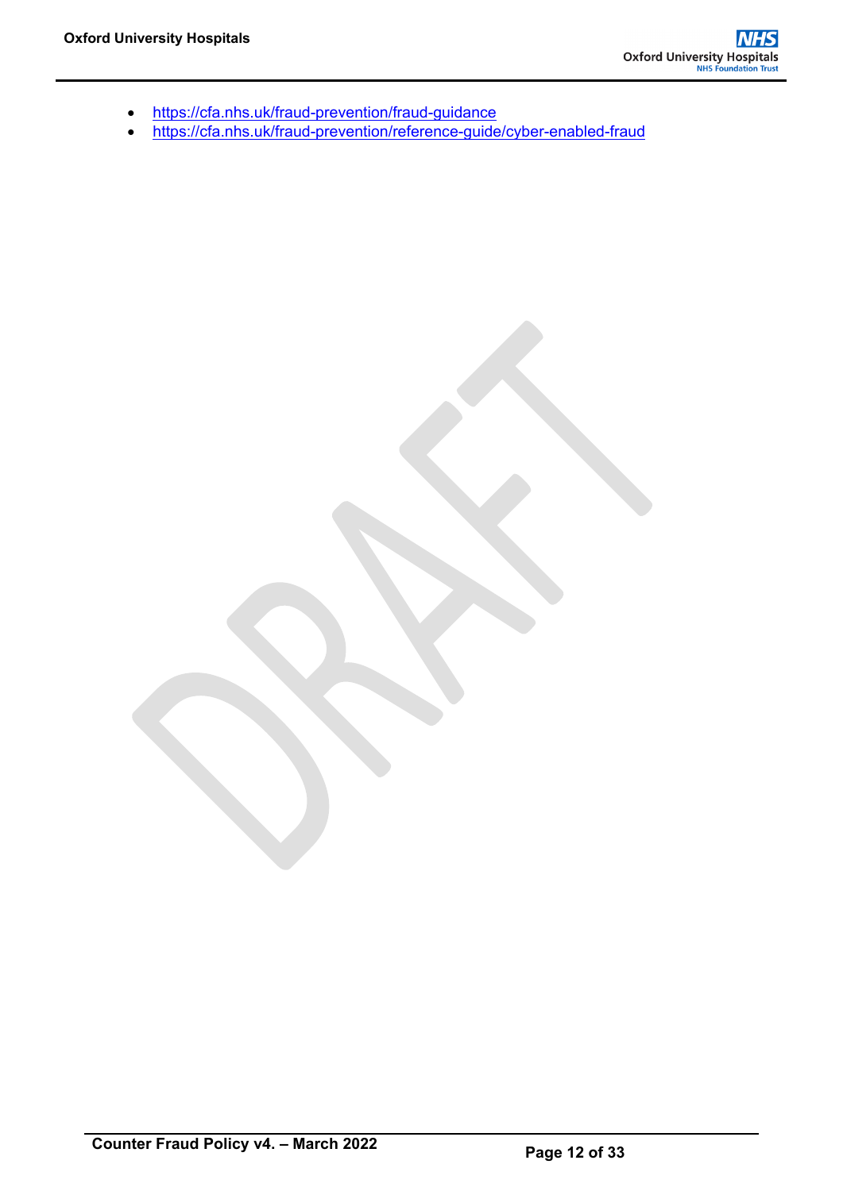- https://cfa.nhs.uk/fraud-prevention/fraud-guidance
- https://cfa.nhs.uk/fraud-prevention/reference-guide/cyber-enabled-fraud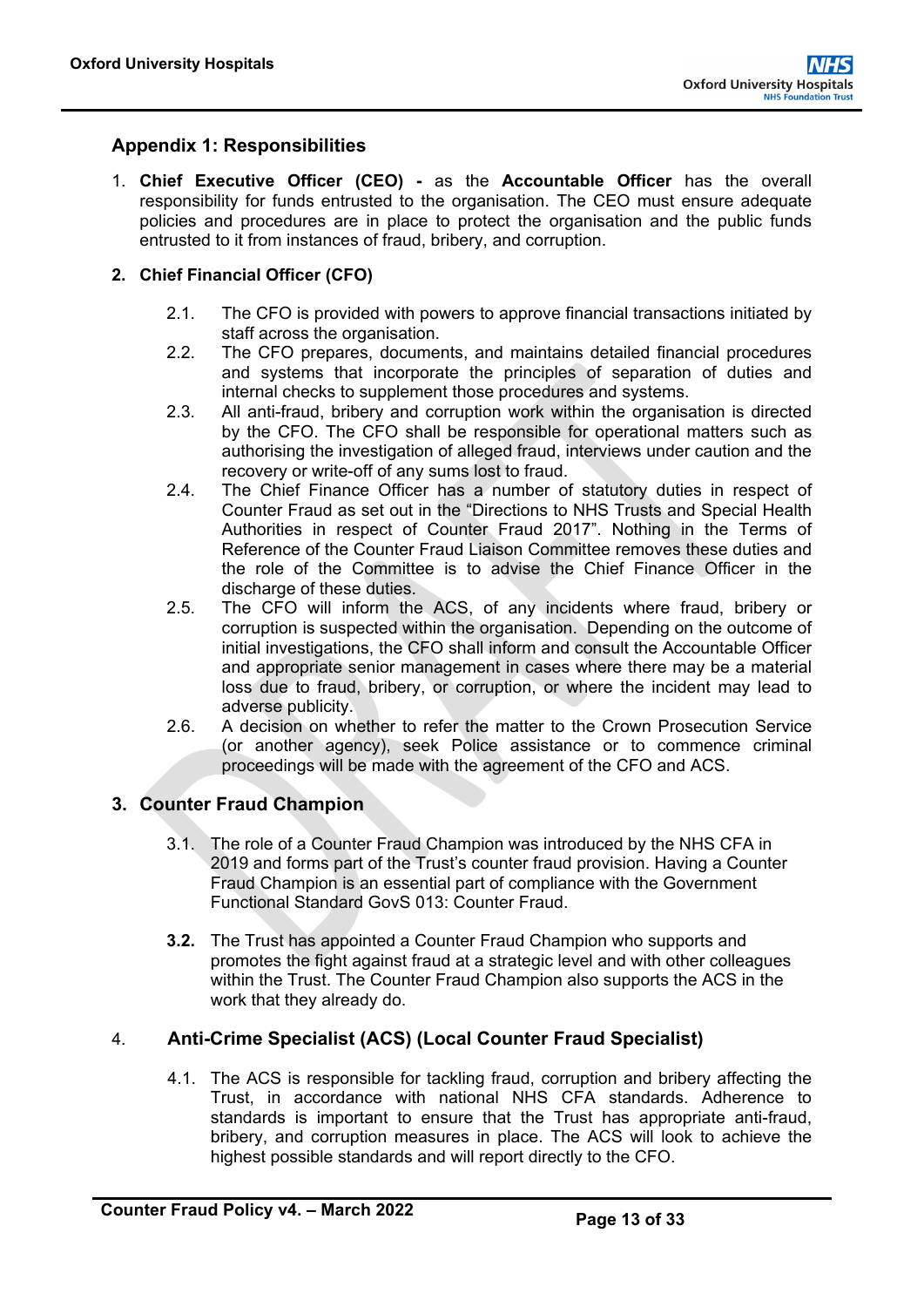## Appendix 1: Responsibilities

1. **Chief Executive Officer (CEO) -** as the **Accountable Officer** has the overall responsibility for funds entrusted to the organisation. The CEO must ensure adequate policies and procedures are in place to protect the organisation and the public funds entrusted to it from instances of fraud, bribery, and corruption.

### 2. Chief Financial Officer (CFO)

2.1. The CFO is provided with powers to approve financial transactions initiated by staff across the organisation.

2.2. The CFO prepares, documents, and maintains detailed financial procedures and systems that incorporate the principles of separation of duties and internal checks to supplement those procedures and systems.

2.3. All anti-fraud, bribery and corruption work within the organisation is directed by the CFO. The CFO shall be responsible for operational matters such as authorising the investigation of alleged fraud, interviews under caution and the recovery or write-off of any sums lost to fraud.

2.4. The Chief Finance Officer has a number of statutory duties in respect of Counter Fraud as set out in the "Directions to NHS Trusts and Special Health Authorities in respect of Counter Fraud 2017". Nothing in the Terms of Reference of the Counter Fraud Liaison Committee removes these duties and the role of the Committee is to advise the Chief Finance Officer in the discharge of these duties.

2.5. The CFO will inform the ACS, of any incidents where fraud, bribery or corruption is suspected within the organisation. Depending on the outcome of initial investigations, the CFO shall inform and consult the Accountable Officer and appropriate senior management in cases where there may be a material loss due to fraud, bribery, or corruption, or where the incident may lead to adverse publicity.

2.6. A decision on whether to refer the matter to the Crown Prosecution Service (or another agency), seek Police assistance or to commence criminal proceedings will be made with the agreement of the CFO and ACS.

### 3. Counter Fraud Champion

3.1. The role of a Counter Fraud Champion was introduced by the NHS CFA in 2019 and forms part of the Trust's counter fraud provision. Having a Counter Fraud Champion is an essential part of compliance with the Government Functional Standard GovS 013: Counter Fraud.

**3.2.** The Trust has appointed a Counter Fraud Champion who supports and promotes the fight against fraud at a strategic level and with other colleagues within the Trust. The Counter Fraud Champion also supports the ACS in the work that they already do.

### 4. Anti-Crime Specialist (ACS) (Local Counter Fraud Specialist)

4.1. The ACS is responsible for tackling fraud, corruption and bribery affecting the Trust, in accordance with national NHS CFA standards. Adherence to standards is important to ensure that the Trust has appropriate anti-fraud, bribery, and corruption measures in place. The ACS will look to achieve the highest possible standards and will report directly to the CFO.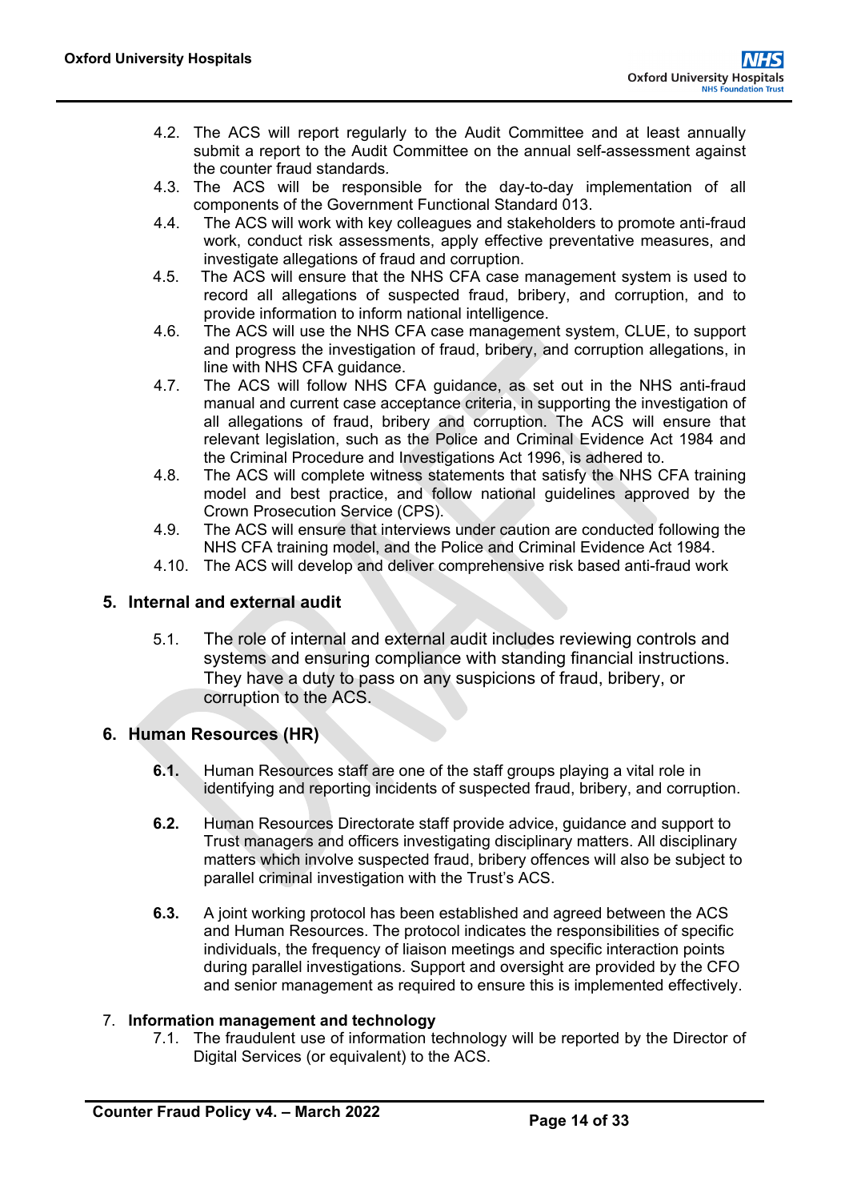4.2. The ACS will report regularly to the Audit Committee and at least annually submit a report to the Audit Committee on the annual self-assessment against the counter fraud standards.

4.3. The ACS will be responsible for the day-to-day implementation of all components of the Government Functional Standard 013.

4.4. The ACS will work with key colleagues and stakeholders to promote anti-fraud work, conduct risk assessments, apply effective preventative measures, and investigate allegations of fraud and corruption.

4.5. The ACS will ensure that the NHS CFA case management system is used to record all allegations of suspected fraud, bribery, and corruption, and to provide information to inform national intelligence.

4.6. The ACS will use the NHS CFA case management system, CLUE, to support and progress the investigation of fraud, bribery, and corruption allegations, in line with NHS CFA guidance.

4.7. The ACS will follow NHS CFA guidance, as set out in the NHS anti-fraud manual and current case acceptance criteria, in supporting the investigation of all allegations of fraud, bribery and corruption. The ACS will ensure that relevant legislation, such as the Police and Criminal Evidence Act 1984 and the Criminal Procedure and Investigations Act 1996, is adhered to.

4.8. The ACS will complete witness statements that satisfy the NHS CFA training model and best practice, and follow national guidelines approved by the Crown Prosecution Service (CPS).

4.9. The ACS will ensure that interviews under caution are conducted following the NHS CFA training model, and the Police and Criminal Evidence Act 1984.

4.10. The ACS will develop and deliver comprehensive risk based anti-fraud work

## 5. Internal and external audit

5.1. The role of internal and external audit includes reviewing controls and systems and ensuring compliance with standing financial instructions. They have a duty to pass on any suspicions of fraud, bribery, or corruption to the ACS.

## 6. Human Resources (HR)

**6.1.** Human Resources staff are one of the staff groups playing a vital role in identifying and reporting incidents of suspected fraud, bribery, and corruption.

**6.2.** Human Resources Directorate staff provide advice, guidance and support to Trust managers and officers investigating disciplinary matters. All disciplinary matters which involve suspected fraud, bribery offences will also be subject to parallel criminal investigation with the Trust's ACS.

**6.3.** A joint working protocol has been established and agreed between the ACS and Human Resources. The protocol indicates the responsibilities of specific individuals, the frequency of liaison meetings and specific interaction points during parallel investigations. Support and oversight are provided by the CFO and senior management as required to ensure this is implemented effectively.

## 7. Information management and technology

7.1. The fraudulent use of information technology will be reported by the Director of Digital Services (or equivalent) to the ACS.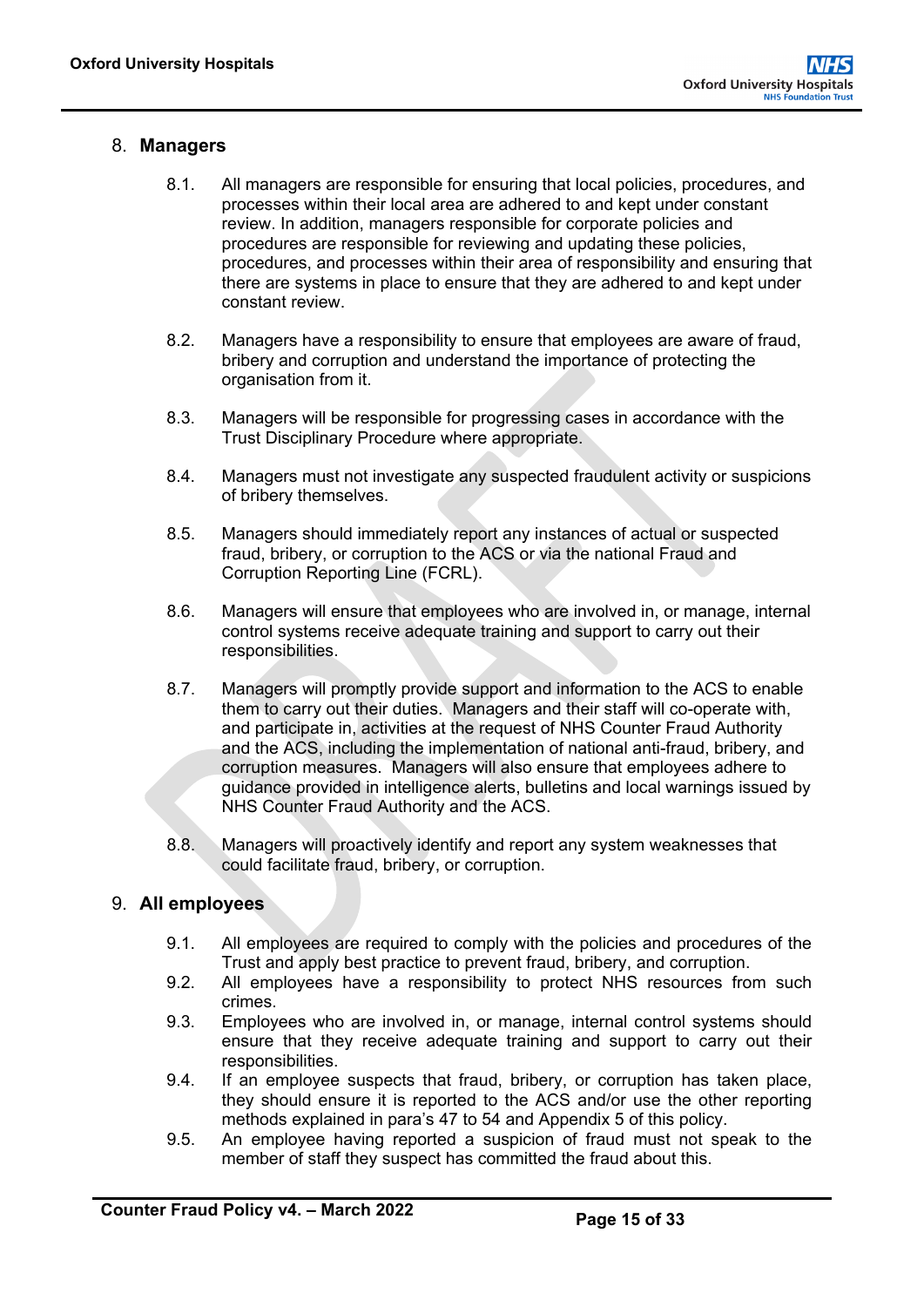## 8. Managers

8.1. All managers are responsible for ensuring that local policies, procedures, and processes within their local area are adhered to and kept under constant review. In addition, managers responsible for corporate policies and procedures are responsible for reviewing and updating these policies, procedures, and processes within their area of responsibility and ensuring that there are systems in place to ensure that they are adhered to and kept under constant review.

8.2. Managers have a responsibility to ensure that employees are aware of fraud, bribery and corruption and understand the importance of protecting the organisation from it.

8.3. Managers will be responsible for progressing cases in accordance with the Trust Disciplinary Procedure where appropriate.

8.4. Managers must not investigate any suspected fraudulent activity or suspicions of bribery themselves.

8.5. Managers should immediately report any instances of actual or suspected fraud, bribery, or corruption to the ACS or via the national Fraud and Corruption Reporting Line (FCRL).

8.6. Managers will ensure that employees who are involved in, or manage, internal control systems receive adequate training and support to carry out their responsibilities.

8.7. Managers will promptly provide support and information to the ACS to enable them to carry out their duties. Managers and their staff will co-operate with, and participate in, activities at the request of NHS Counter Fraud Authority and the ACS, including the implementation of national anti-fraud, bribery, and corruption measures. Managers will also ensure that employees adhere to guidance provided in intelligence alerts, bulletins and local warnings issued by NHS Counter Fraud Authority and the ACS.

8.8. Managers will proactively identify and report any system weaknesses that could facilitate fraud, bribery, or corruption.

## 9. All employees

9.1. All employees are required to comply with the policies and procedures of the Trust and apply best practice to prevent fraud, bribery, and corruption.

9.2. All employees have a responsibility to protect NHS resources from such crimes.

9.3. Employees who are involved in, or manage, internal control systems should ensure that they receive adequate training and support to carry out their responsibilities.

9.4. If an employee suspects that fraud, bribery, or corruption has taken place, they should ensure it is reported to the ACS and/or use the other reporting methods explained in para's 47 to 54 and Appendix 5 of this policy.

9.5. An employee having reported a suspicion of fraud must not speak to the member of staff they suspect has committed the fraud about this.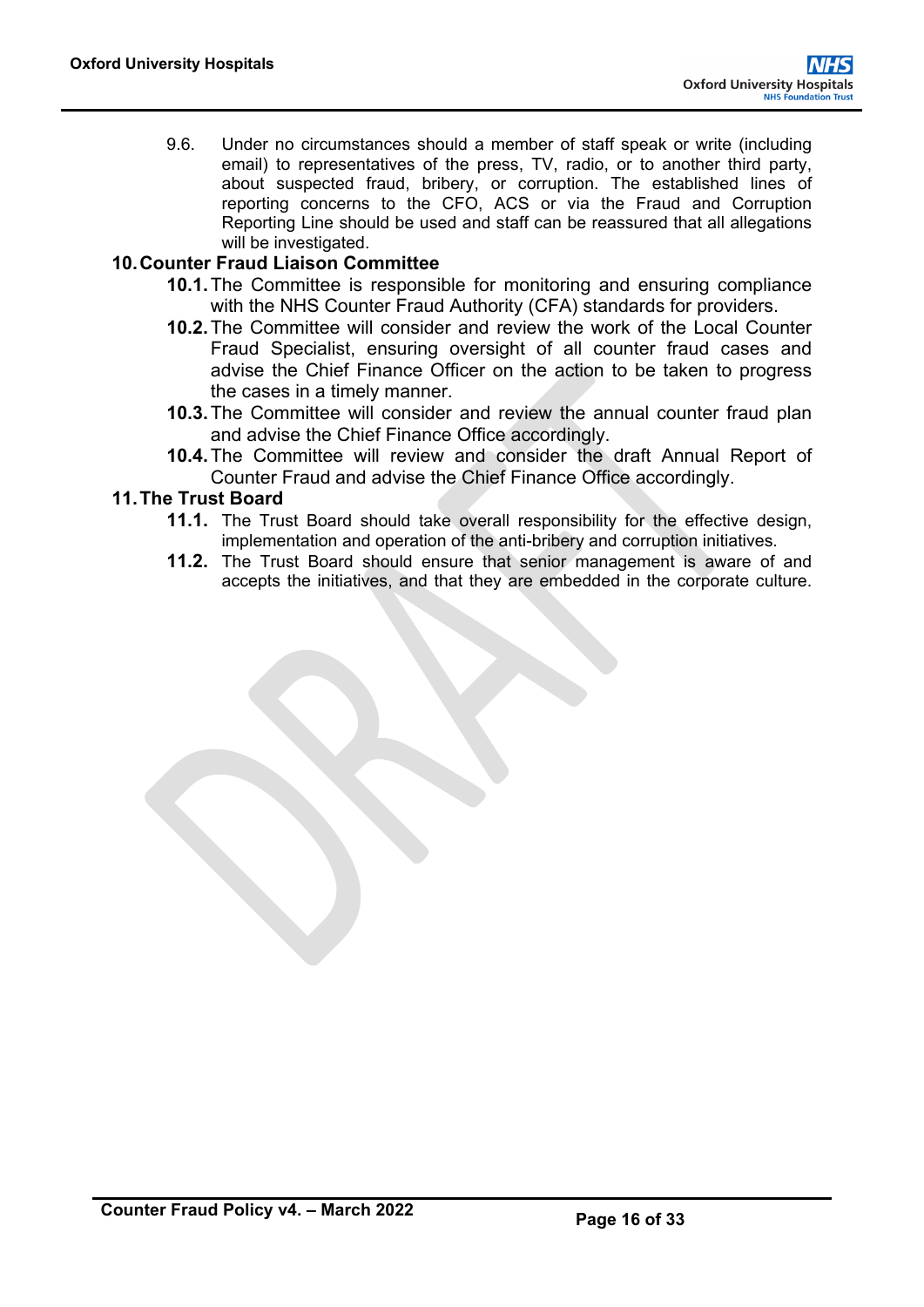9.6. Under no circumstances should a member of staff speak or write (including email) to representatives of the press, TV, radio, or to another third party, about suspected fraud, bribery, or corruption. The established lines of reporting concerns to the CFO, ACS or via the Fraud and Corruption Reporting Line should be used and staff can be reassured that all allegations will be investigated.

## 10. Counter Fraud Liaison Committee

**10.1.** The Committee is responsible for monitoring and ensuring compliance with the NHS Counter Fraud Authority (CFA) standards for providers.

**10.2.** The Committee will consider and review the work of the Local Counter Fraud Specialist, ensuring oversight of all counter fraud cases and advise the Chief Finance Officer on the action to be taken to progress the cases in a timely manner.

**10.3.** The Committee will consider and review the annual counter fraud plan and advise the Chief Finance Office accordingly.

**10.4.** The Committee will review and consider the draft Annual Report of Counter Fraud and advise the Chief Finance Office accordingly.

## 11. The Trust Board

**11.1.** The Trust Board should take overall responsibility for the effective design, implementation and operation of the anti-bribery and corruption initiatives.

**11.2.** The Trust Board should ensure that senior management is aware of and accepts the initiatives, and that they are embedded in the corporate culture.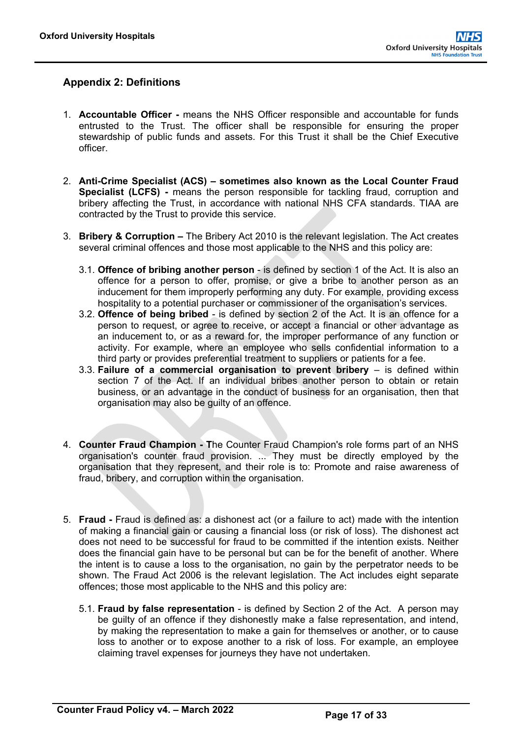## Appendix 2: Definitions

1. **Accountable Officer -** means the NHS Officer responsible and accountable for funds entrusted to the Trust. The officer shall be responsible for ensuring the proper stewardship of public funds and assets. For this Trust it shall be the Chief Executive officer.

2. **Anti-Crime Specialist (ACS) – sometimes also known as the Local Counter Fraud Specialist (LCFS) -** means the person responsible for tackling fraud, corruption and bribery affecting the Trust, in accordance with national NHS CFA standards. TIAA are contracted by the Trust to provide this service.

3. **Bribery & Corruption –** The Bribery Act 2010 is the relevant legislation. The Act creates several criminal offences and those most applicable to the NHS and this policy are:

   3.1. **Offence of bribing another person** - is defined by section 1 of the Act. It is also an offence for a person to offer, promise, or give a bribe to another person as an inducement for them improperly performing any duty. For example, providing excess hospitality to a potential purchaser or commissioner of the organisation's services.

   3.2. **Offence of being bribed** - is defined by section 2 of the Act. It is an offence for a person to request, or agree to receive, or accept a financial or other advantage as an inducement to, or as a reward for, the improper performance of any function or activity. For example, where an employee who sells confidential information to a third party or provides preferential treatment to suppliers or patients for a fee.

   3.3. **Failure of a commercial organisation to prevent bribery** – is defined within section 7 of the Act. If an individual bribes another person to obtain or retain business, or an advantage in the conduct of business for an organisation, then that organisation may also be guilty of an offence.

4. **Counter Fraud Champion - T**he Counter Fraud Champion's role forms part of an NHS organisation's counter fraud provision. ... They must be directly employed by the organisation that they represent, and their role is to: Promote and raise awareness of fraud, bribery, and corruption within the organisation.

5. **Fraud -** Fraud is defined as: a dishonest act (or a failure to act) made with the intention of making a financial gain or causing a financial loss (or risk of loss). The dishonest act does not need to be successful for fraud to be committed if the intention exists. Neither does the financial gain have to be personal but can be for the benefit of another. Where the intent is to cause a loss to the organisation, no gain by the perpetrator needs to be shown. The Fraud Act 2006 is the relevant legislation. The Act includes eight separate offences; those most applicable to the NHS and this policy are:

   5.1. **Fraud by false representation** - is defined by Section 2 of the Act. A person may be guilty of an offence if they dishonestly make a false representation, and intend, by making the representation to make a gain for themselves or another, or to cause loss to another or to expose another to a risk of loss. For example, an employee claiming travel expenses for journeys they have not undertaken.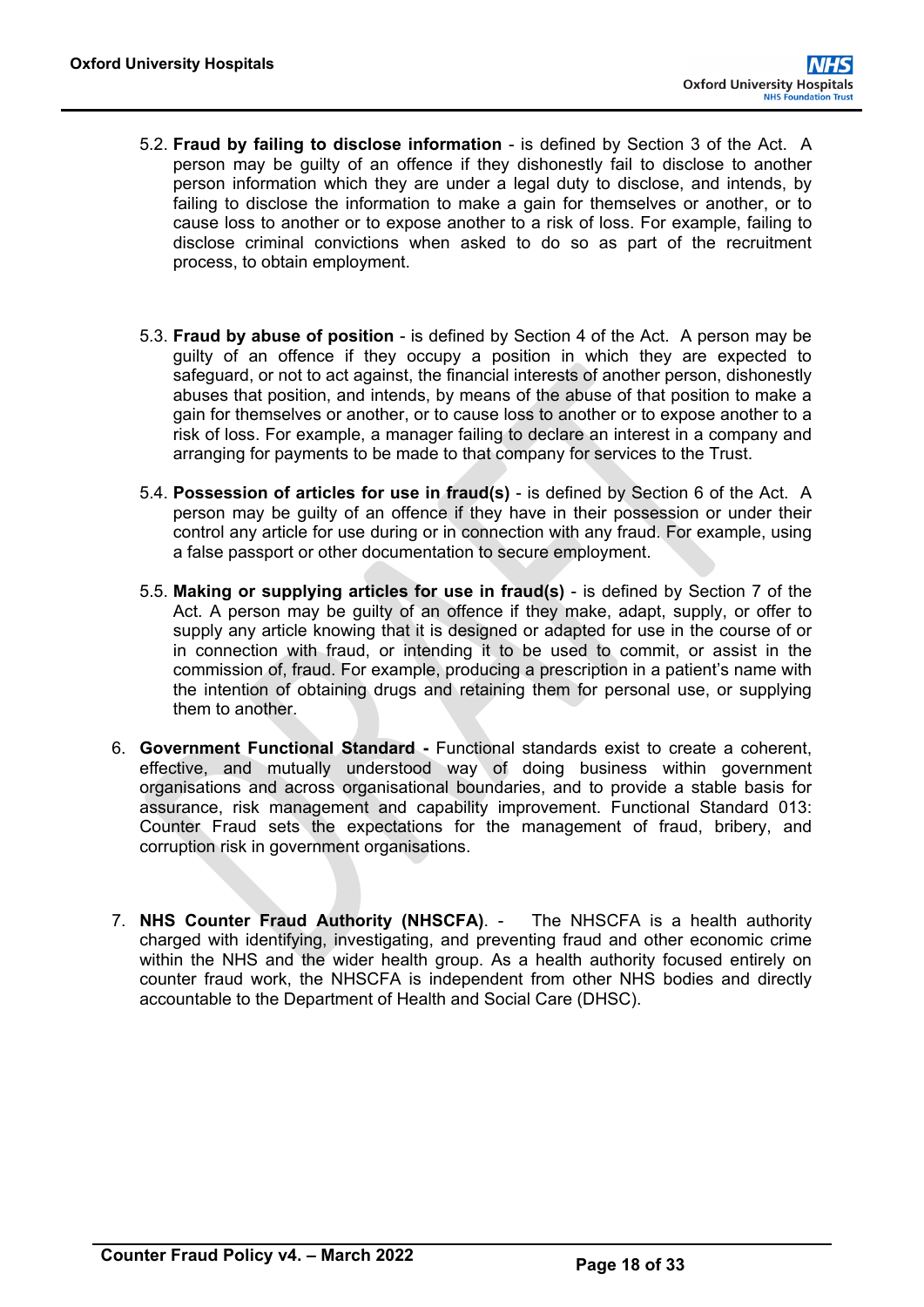5.2. **Fraud by failing to disclose information** - is defined by Section 3 of the Act. A person may be guilty of an offence if they dishonestly fail to disclose to another person information which they are under a legal duty to disclose, and intends, by failing to disclose the information to make a gain for themselves or another, or to cause loss to another or to expose another to a risk of loss. For example, failing to disclose criminal convictions when asked to do so as part of the recruitment process, to obtain employment.

5.3. **Fraud by abuse of position** - is defined by Section 4 of the Act. A person may be guilty of an offence if they occupy a position in which they are expected to safeguard, or not to act against, the financial interests of another person, dishonestly abuses that position, and intends, by means of the abuse of that position to make a gain for themselves or another, or to cause loss to another or to expose another to a risk of loss. For example, a manager failing to declare an interest in a company and arranging for payments to be made to that company for services to the Trust.

5.4. **Possession of articles for use in fraud(s)** - is defined by Section 6 of the Act. A person may be guilty of an offence if they have in their possession or under their control any article for use during or in connection with any fraud. For example, using a false passport or other documentation to secure employment.

5.5. **Making or supplying articles for use in fraud(s)** - is defined by Section 7 of the Act. A person may be guilty of an offence if they make, adapt, supply, or offer to supply any article knowing that it is designed or adapted for use in the course of or in connection with fraud, or intending it to be used to commit, or assist in the commission of, fraud. For example, producing a prescription in a patient's name with the intention of obtaining drugs and retaining them for personal use, or supplying them to another.

6. **Government Functional Standard -** Functional standards exist to create a coherent, effective, and mutually understood way of doing business within government organisations and across organisational boundaries, and to provide a stable basis for assurance, risk management and capability improvement. Functional Standard 013: Counter Fraud sets the expectations for the management of fraud, bribery, and corruption risk in government organisations.

7. **NHS Counter Fraud Authority (NHSCFA)**. - The NHSCFA is a health authority charged with identifying, investigating, and preventing fraud and other economic crime within the NHS and the wider health group. As a health authority focused entirely on counter fraud work, the NHSCFA is independent from other NHS bodies and directly accountable to the Department of Health and Social Care (DHSC).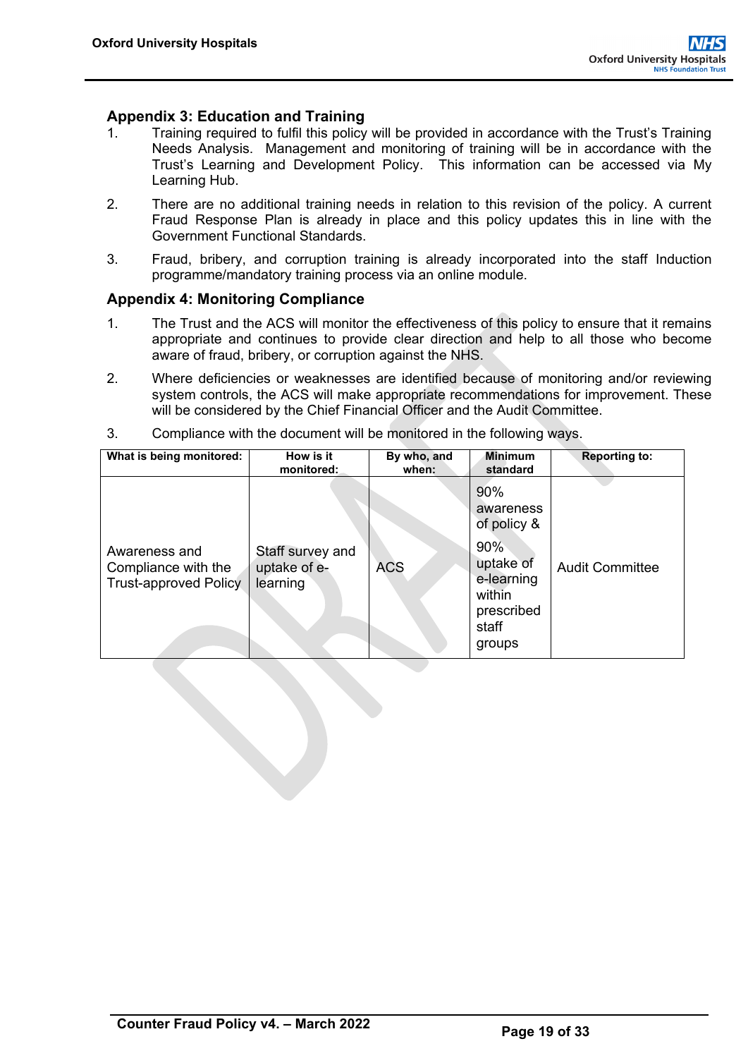## Appendix 3: Education and Training

1. Training required to fulfil this policy will be provided in accordance with the Trust's Training Needs Analysis. Management and monitoring of training will be in accordance with the Trust's Learning and Development Policy. This information can be accessed via My Learning Hub.

2. There are no additional training needs in relation to this revision of the policy. A current Fraud Response Plan is already in place and this policy updates this in line with the Government Functional Standards.

3. Fraud, bribery, and corruption training is already incorporated into the staff Induction programme/mandatory training process via an online module.

## Appendix 4: Monitoring Compliance

1. The Trust and the ACS will monitor the effectiveness of this policy to ensure that it remains appropriate and continues to provide clear direction and help to all those who become aware of fraud, bribery, or corruption against the NHS.

2. Where deficiencies or weaknesses are identified because of monitoring and/or reviewing system controls, the ACS will make appropriate recommendations for improvement. These will be considered by the Chief Financial Officer and the Audit Committee.

3. Compliance with the document will be monitored in the following ways.

| What is being monitored: | How is it monitored: | By who, and when: | Minimum standard | Reporting to: |
|---|---|---|---|---|
| Awareness and Compliance with the Trust-approved Policy | Staff survey and uptake of e-learning | ACS | 90% awareness of policy & 90% uptake of e-learning within prescribed staff groups | Audit Committee |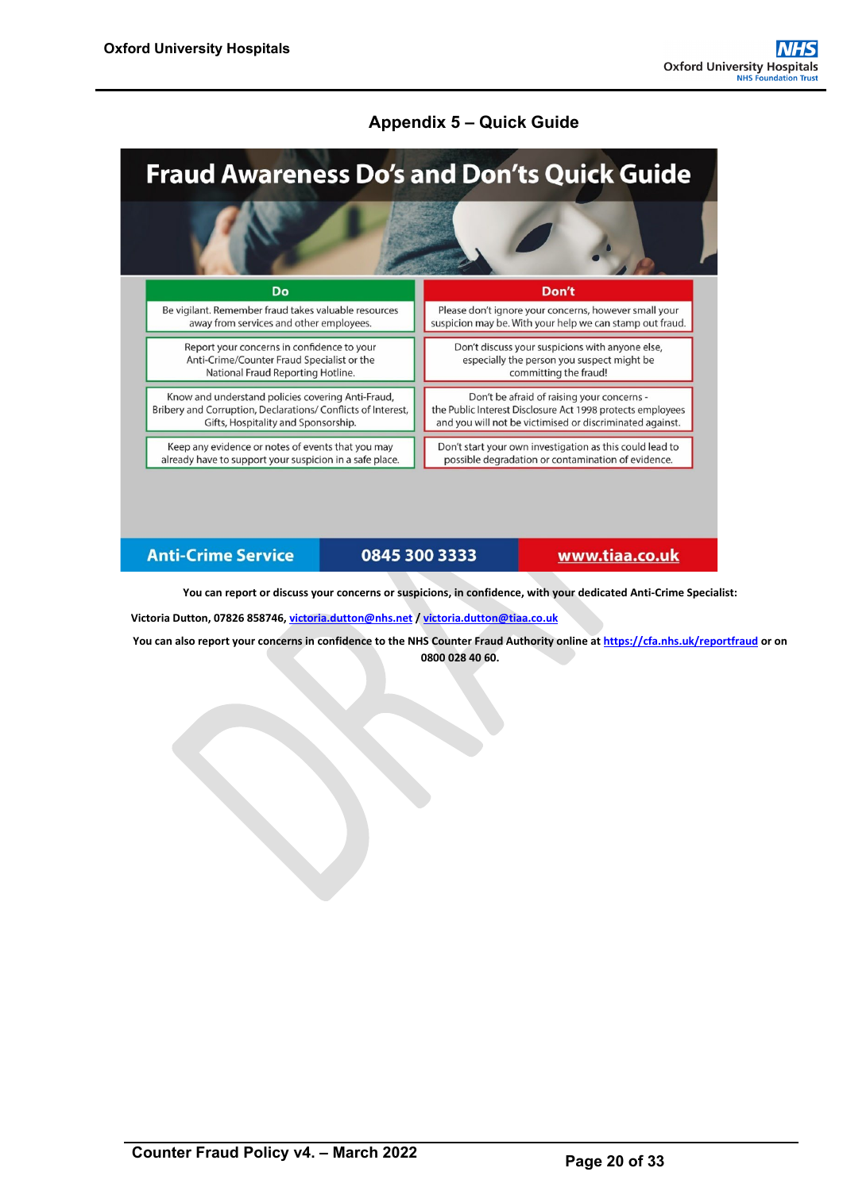## Appendix 5 – Quick Guide

# Fraud Awareness Do's and Don'ts Quick Guide

| Do | Don't |
|---|---|
| Be vigilant. Remember fraud takes valuable resources away from services and other employees. | Please don't ignore your concerns, however small your suspicion may be. With your help we can stamp out fraud. |
| Report your concerns in confidence to your Anti-Crime/Counter Fraud Specialist or the National Fraud Reporting Hotline. | Don't discuss your suspicions with anyone else, especially the person you suspect might be committing the fraud! |
| Know and understand policies covering Anti-Fraud, Bribery and Corruption, Declarations/ Conflicts of Interest, Gifts, Hospitality and Sponsorship. | Don't be afraid of raising your concerns - the Public Interest Disclosure Act 1998 protects employees and you will not be victimised or discriminated against. |
| Keep any evidence or notes of events that you may already have to support your suspicion in a safe place. | Don't start your own investigation as this could lead to possible degradation or contamination of evidence. |

**Anti-Crime Service** | **0845 300 3333** | **www.tiaa.co.uk**

**You can report or discuss your concerns or suspicions, in confidence, with your dedicated Anti-Crime Specialist:**

**Victoria Dutton, 07826 858746, victoria.dutton@nhs.net / victoria.dutton@tiaa.co.uk**

**You can also report your concerns in confidence to the NHS Counter Fraud Authority online at https://cfa.nhs.uk/reportfraud or on 0800 028 40 60.**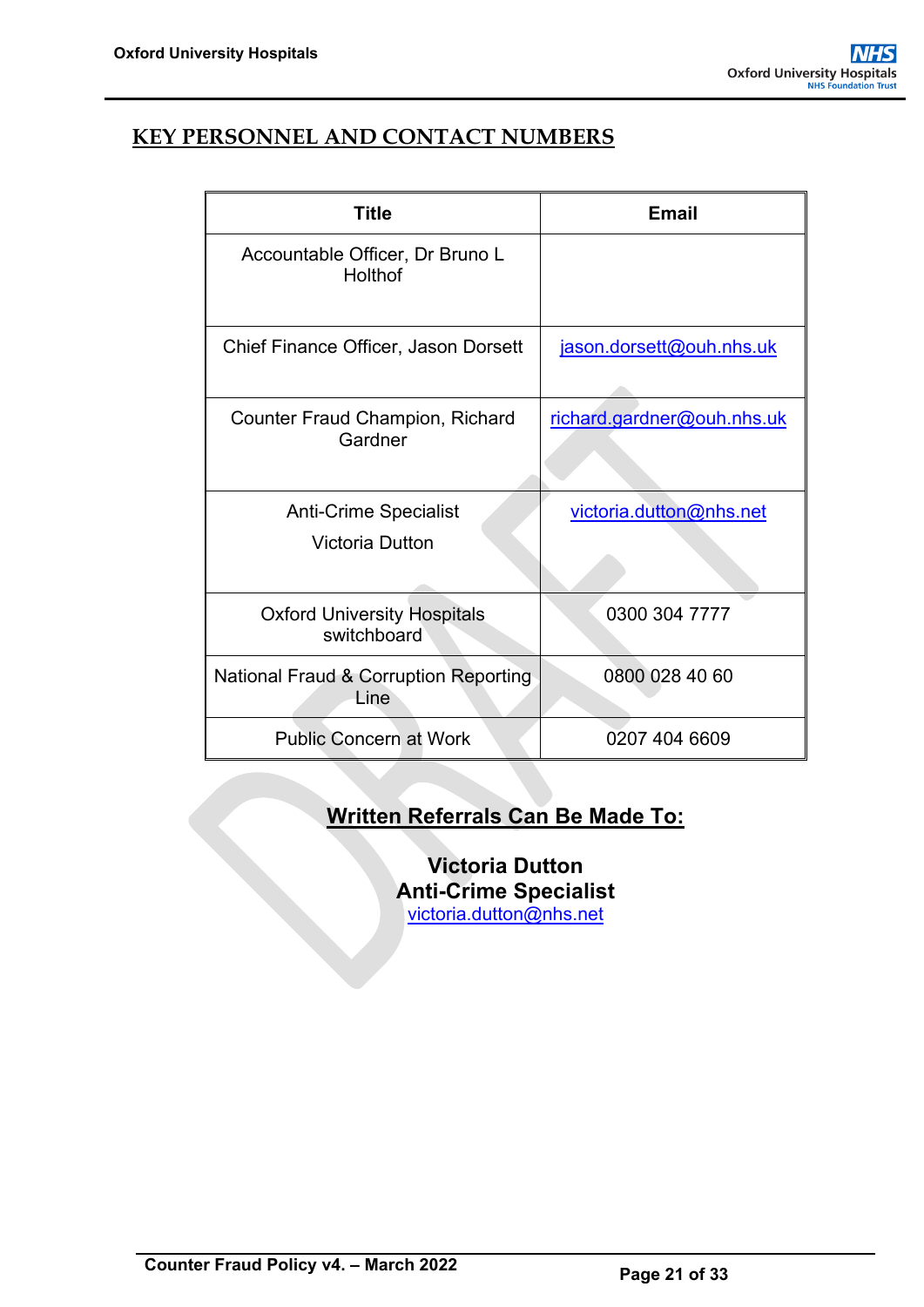## KEY PERSONNEL AND CONTACT NUMBERS

| Title | Email |
|---|---|
| Accountable Officer, Dr Bruno L Holthof | |
| Chief Finance Officer, Jason Dorsett | jason.dorsett@ouh.nhs.uk |
| Counter Fraud Champion, Richard Gardner | richard.gardner@ouh.nhs.uk |
| Anti-Crime Specialist<br><br>Victoria Dutton | victoria.dutton@nhs.net |
| Oxford University Hospitals switchboard | 0300 304 7777 |
| National Fraud & Corruption Reporting Line | 0800 028 40 60 |
| Public Concern at Work | 0207 404 6609 |

**Written Referrals Can Be Made To:**

**Victoria Dutton**
**Anti-Crime Specialist**
victoria.dutton@nhs.net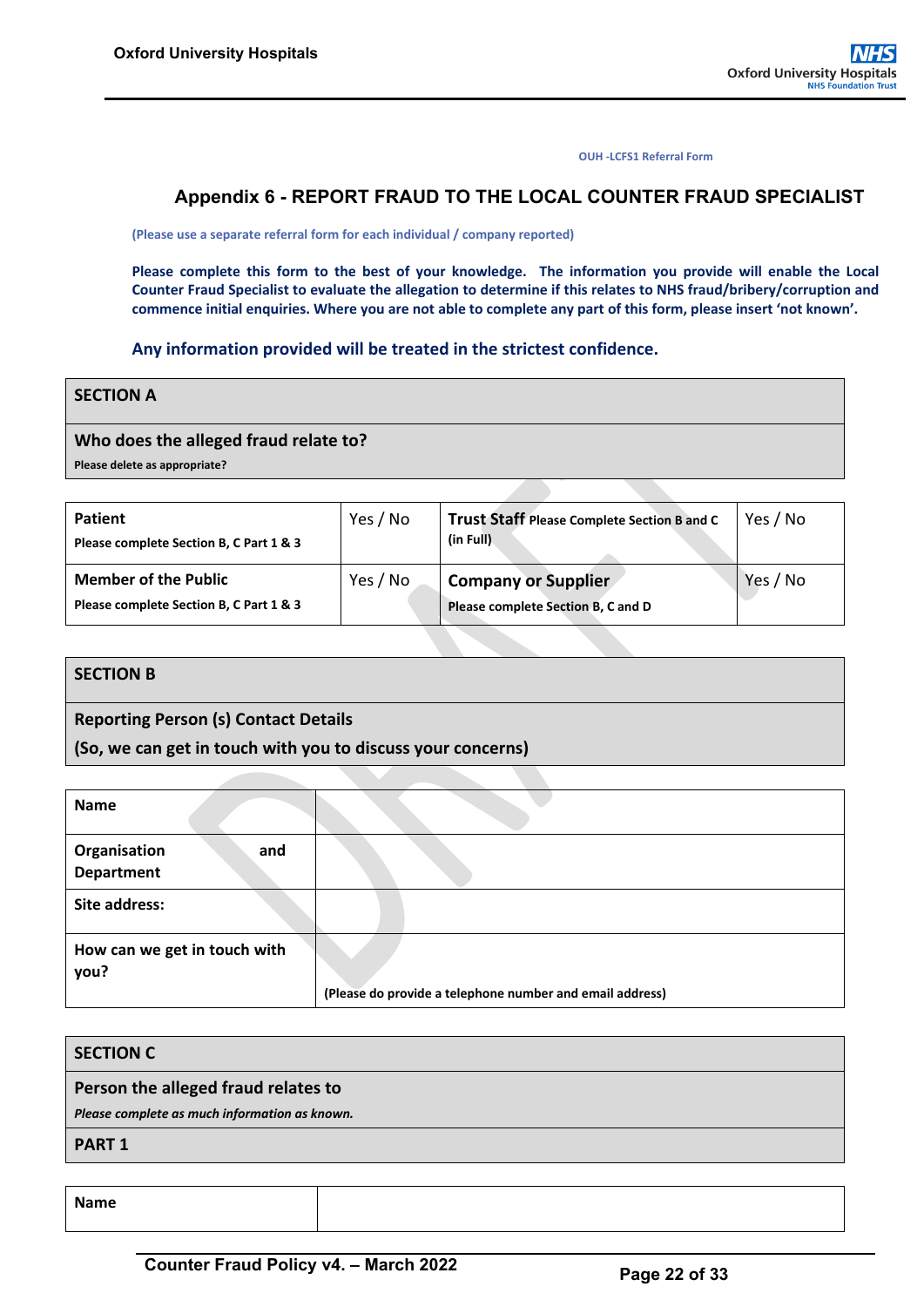OUH -LCFS1 Referral Form

## Appendix 6 - REPORT FRAUD TO THE LOCAL COUNTER FRAUD SPECIALIST

(Please use a separate referral form for each individual / company reported)

**Please complete this form to the best of your knowledge. The information you provide will enable the Local Counter Fraud Specialist to evaluate the allegation to determine if this relates to NHS fraud/bribery/corruption and commence initial enquiries. Where you are not able to complete any part of this form, please insert 'not known'.**

**Any information provided will be treated in the strictest confidence.**

| SECTION A |
|---|
| **Who does the alleged fraud relate to?**<br>Please delete as appropriate? |

| | | | |
|---|---|---|---|
| **Patient**<br>Please complete Section B, C Part 1 & 3 | Yes / No | **Trust Staff** Please Complete Section B and C (in Full) | Yes / No |
| **Member of the Public**<br>Please complete Section B, C Part 1 & 3 | Yes / No | **Company or Supplier**<br>Please complete Section B, C and D | Yes / No |

| SECTION B |
|---|
| **Reporting Person (s) Contact Details**<br>**(So, we can get in touch with you to discuss your concerns)** |

| | |
|---|---|
| **Name** | |
| **Organisation and Department** | |
| **Site address:** | |
| **How can we get in touch with you?** | (Please do provide a telephone number and email address) |

| SECTION C |
|---|
| **Person the alleged fraud relates to**<br>*Please complete as much information as known.* |
| **PART 1** |

| | |
|---|---|
| **Name** | |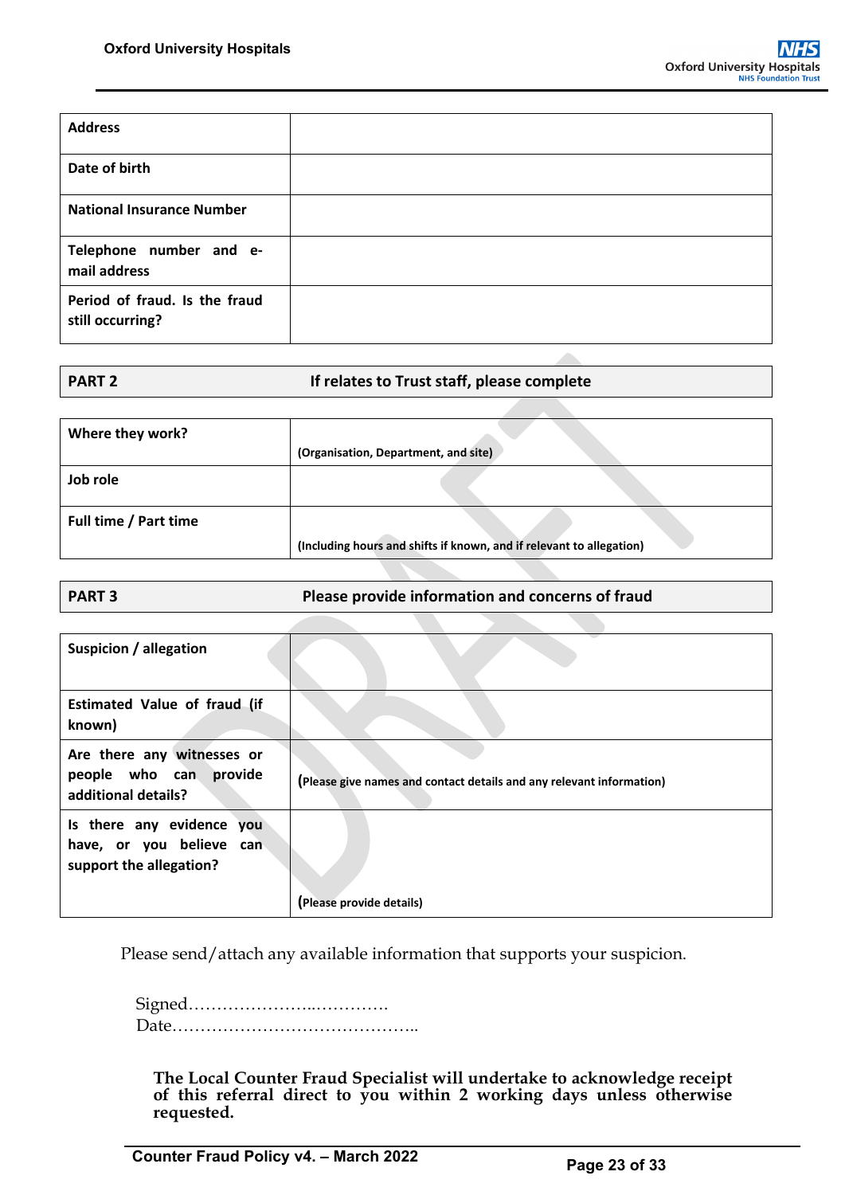| | |
|---|---|
| **Address** | |
| **Date of birth** | |
| **National Insurance Number** | |
| **Telephone number and e-mail address** | |
| **Period of fraud. Is the fraud still occurring?** | |

| **PART 2** | **If relates to Trust staff, please complete** |
|---|---|

| | |
|---|---|
| **Where they work?** | **(Organisation, Department, and site)** |
| **Job role** | |
| **Full time / Part time** | **(Including hours and shifts if known, and if relevant to allegation)** |

| **PART 3** | **Please provide information and concerns of fraud** |
|---|---|

| | |
|---|---|
| **Suspicion / allegation** | |
| **Estimated Value of fraud (if known)** | |
| **Are there any witnesses or people who can provide additional details?** | **(Please give names and contact details and any relevant information)** |
| **Is there any evidence you have, or you believe can support the allegation?** | **(Please provide details)** |

Please send/attach any available information that supports your suspicion.

Signed………………….…………

Date……………………………………..

**The Local Counter Fraud Specialist will undertake to acknowledge receipt of this referral direct to you within 2 working days unless otherwise requested.**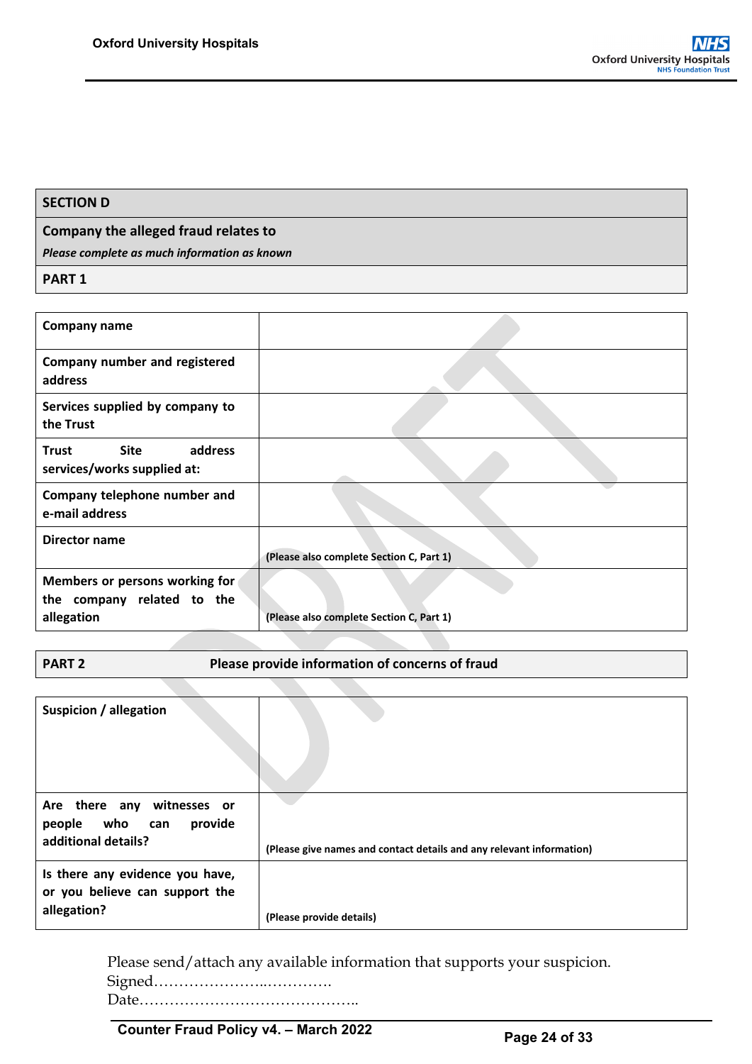| **SECTION D** |
|---|
| **Company the alleged fraud relates to**<br>***Please complete as much information as known*** |
| **PART 1** |

| **Company name** | |
|---|---|
| **Company number and registered address** | |
| **Services supplied by company to the Trust** | |
| **Trust Site address services/works supplied at:** | |
| **Company telephone number and e-mail address** | |
| **Director name** | **(Please also complete Section C, Part 1)** |
| **Members or persons working for the company related to the allegation** | **(Please also complete Section C, Part 1)** |

| **PART 2** | **Please provide information of concerns of fraud** |
|---|---|

| **Suspicion / allegation** | |
|---|---|
| **Are there any witnesses or people who can provide additional details?** | **(Please give names and contact details and any relevant information)** |
| **Is there any evidence you have, or you believe can support the allegation?** | **(Please provide details)** |

Please send/attach any available information that supports your suspicion.

Signed………………….………….

Date……………………………………..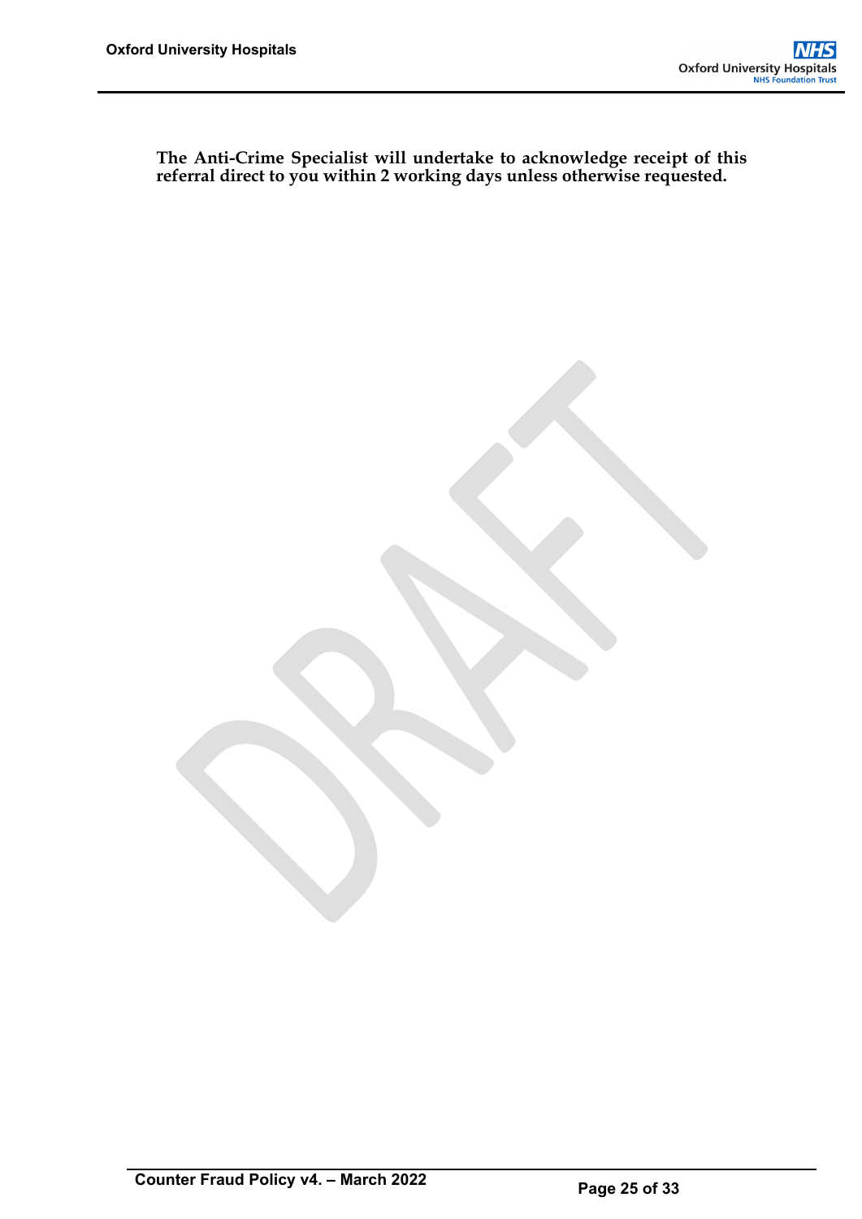**The Anti-Crime Specialist will undertake to acknowledge receipt of this referral direct to you within 2 working days unless otherwise requested.**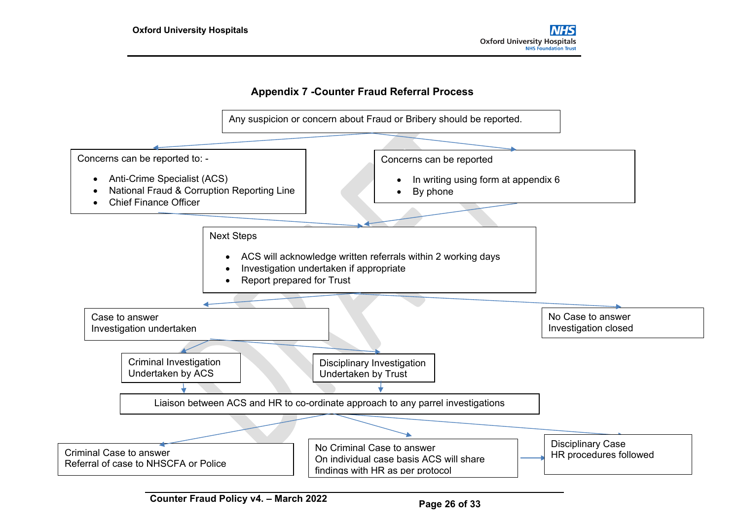## Appendix 7 -Counter Fraud Referral Process

Any suspicion or concern about Fraud or Bribery should be reported.

Concerns can be reported to: -

- Anti-Crime Specialist (ACS)
- National Fraud & Corruption Reporting Line
- Chief Finance Officer

Concerns can be reported

- In writing using form at appendix 6
- By phone

Next Steps

- ACS will acknowledge written referrals within 2 working days
- Investigation undertaken if appropriate
- Report prepared for Trust

Case to answer
Investigation undertaken

No Case to answer
Investigation closed

Criminal Investigation
Undertaken by ACS

Disciplinary Investigation
Undertaken by Trust

Liaison between ACS and HR to co-ordinate approach to any parrel investigations

Criminal Case to answer
Referral of case to NHSCFA or Police

No Criminal Case to answer
On individual case basis ACS will share findings with HR as per protocol

Disciplinary Case
HR procedures followed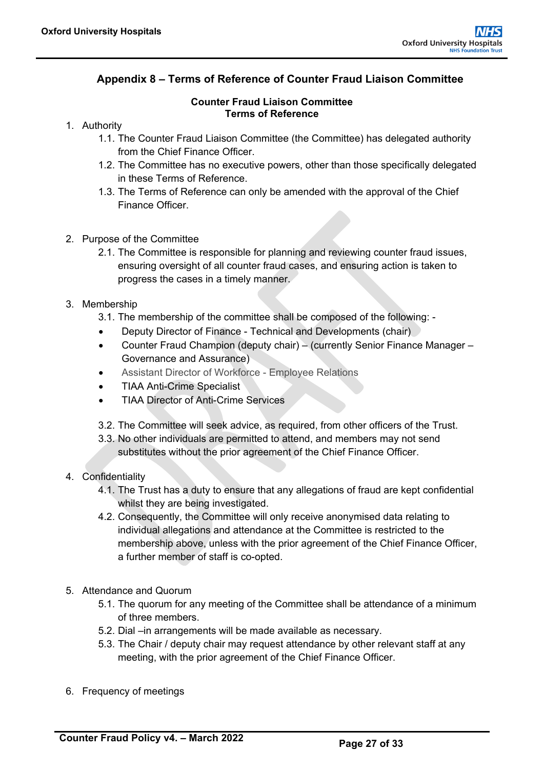## Appendix 8 – Terms of Reference of Counter Fraud Liaison Committee

### Counter Fraud Liaison Committee
### Terms of Reference

1. Authority
   1.1. The Counter Fraud Liaison Committee (the Committee) has delegated authority from the Chief Finance Officer.
   1.2. The Committee has no executive powers, other than those specifically delegated in these Terms of Reference.
   1.3. The Terms of Reference can only be amended with the approval of the Chief Finance Officer.

2. Purpose of the Committee
   2.1. The Committee is responsible for planning and reviewing counter fraud issues, ensuring oversight of all counter fraud cases, and ensuring action is taken to progress the cases in a timely manner.

3. Membership
   3.1. The membership of the committee shall be composed of the following: -
   - Deputy Director of Finance - Technical and Developments (chair)
   - Counter Fraud Champion (deputy chair) – (currently Senior Finance Manager – Governance and Assurance)
   - Assistant Director of Workforce - Employee Relations
   - TIAA Anti-Crime Specialist
   - TIAA Director of Anti-Crime Services

   3.2. The Committee will seek advice, as required, from other officers of the Trust.
   3.3. No other individuals are permitted to attend, and members may not send substitutes without the prior agreement of the Chief Finance Officer.

4. Confidentiality
   4.1. The Trust has a duty to ensure that any allegations of fraud are kept confidential whilst they are being investigated.
   4.2. Consequently, the Committee will only receive anonymised data relating to individual allegations and attendance at the Committee is restricted to the membership above, unless with the prior agreement of the Chief Finance Officer, a further member of staff is co-opted.

5. Attendance and Quorum
   5.1. The quorum for any meeting of the Committee shall be attendance of a minimum of three members.
   5.2. Dial –in arrangements will be made available as necessary.
   5.3. The Chair / deputy chair may request attendance by other relevant staff at any meeting, with the prior agreement of the Chief Finance Officer.

6. Frequency of meetings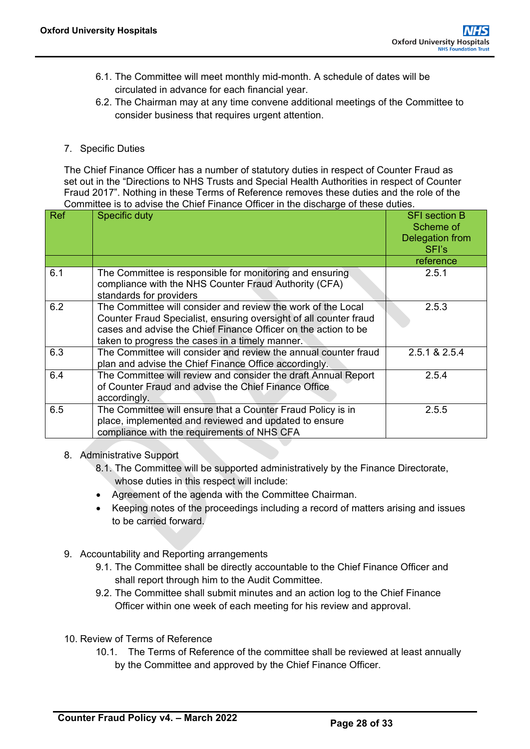6.1. The Committee will meet monthly mid-month. A schedule of dates will be circulated in advance for each financial year.

6.2. The Chairman may at any time convene additional meetings of the Committee to consider business that requires urgent attention.

7. Specific Duties

The Chief Finance Officer has a number of statutory duties in respect of Counter Fraud as set out in the "Directions to NHS Trusts and Special Health Authorities in respect of Counter Fraud 2017". Nothing in these Terms of Reference removes these duties and the role of the Committee is to advise the Chief Finance Officer in the discharge of these duties.

| Ref | Specific duty | SFI section B Scheme of Delegation from SFI's reference |
|---|---|---|
| 6.1 | The Committee is responsible for monitoring and ensuring compliance with the NHS Counter Fraud Authority (CFA) standards for providers | 2.5.1 |
| 6.2 | The Committee will consider and review the work of the Local Counter Fraud Specialist, ensuring oversight of all counter fraud cases and advise the Chief Finance Officer on the action to be taken to progress the cases in a timely manner. | 2.5.3 |
| 6.3 | The Committee will consider and review the annual counter fraud plan and advise the Chief Finance Office accordingly. | 2.5.1 & 2.5.4 |
| 6.4 | The Committee will review and consider the draft Annual Report of Counter Fraud and advise the Chief Finance Office accordingly. | 2.5.4 |
| 6.5 | The Committee will ensure that a Counter Fraud Policy is in place, implemented and reviewed and updated to ensure compliance with the requirements of NHS CFA | 2.5.5 |

8. Administrative Support

8.1. The Committee will be supported administratively by the Finance Directorate, whose duties in this respect will include:

- Agreement of the agenda with the Committee Chairman.
- Keeping notes of the proceedings including a record of matters arising and issues to be carried forward.

9. Accountability and Reporting arrangements

9.1. The Committee shall be directly accountable to the Chief Finance Officer and shall report through him to the Audit Committee.

9.2. The Committee shall submit minutes and an action log to the Chief Finance Officer within one week of each meeting for his review and approval.

10. Review of Terms of Reference

10.1. The Terms of Reference of the committee shall be reviewed at least annually by the Committee and approved by the Chief Finance Officer.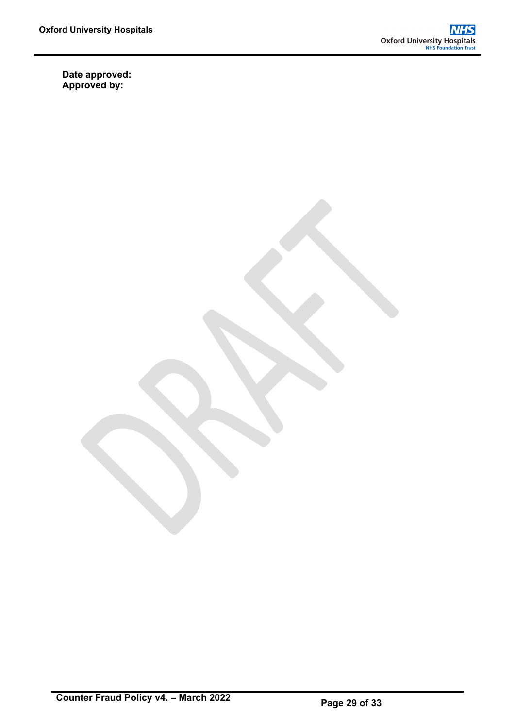**Date approved:**
**Approved by:**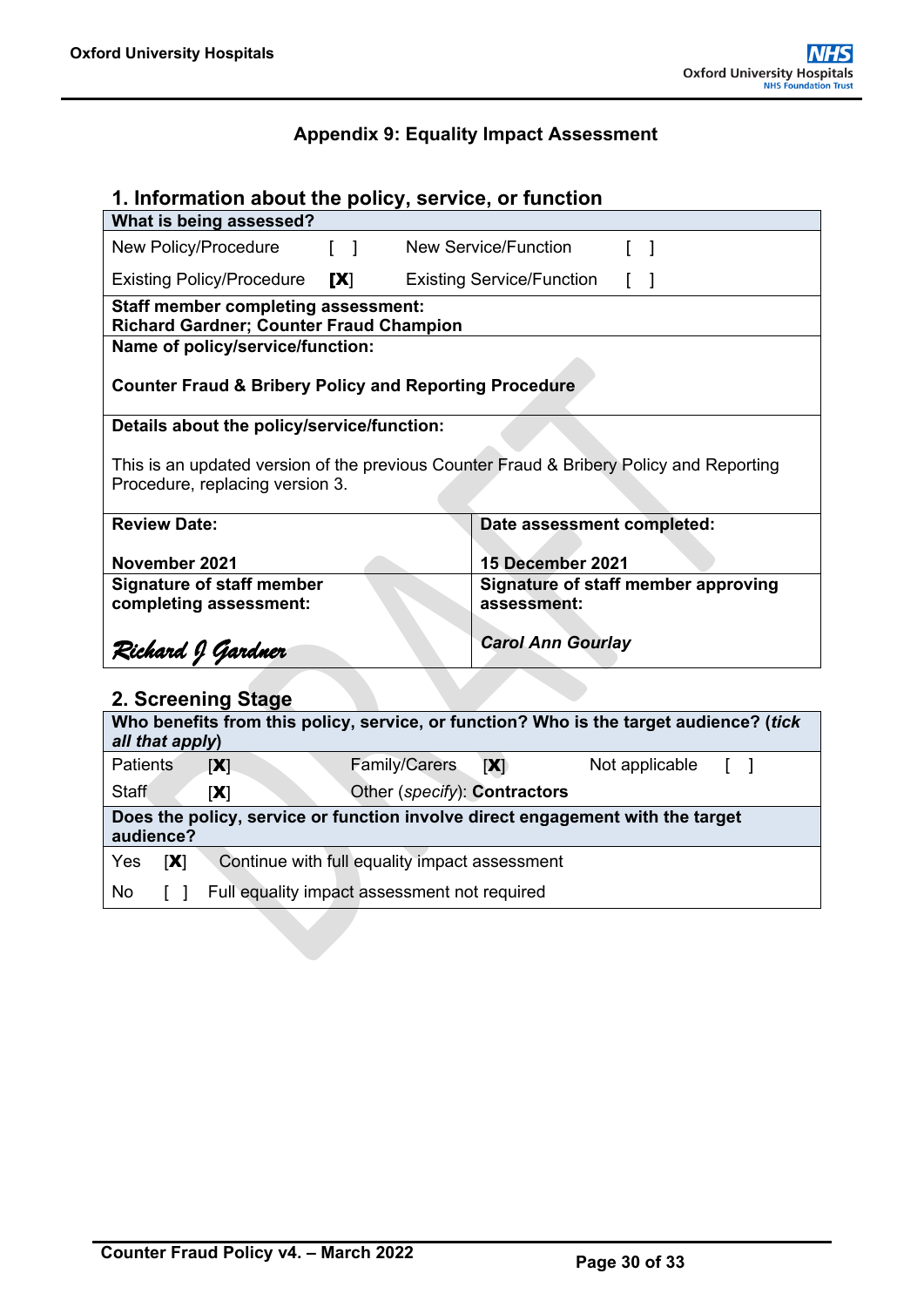## Appendix 9: Equality Impact Assessment

### 1. Information about the policy, service, or function

| **What is being assessed?** | |
|---|---|
| New Policy/Procedure [ ] | New Service/Function [ ] |
| Existing Policy/Procedure **[X]** | Existing Service/Function [ ] |
| **Staff member completing assessment:** **Richard Gardner; Counter Fraud Champion** | |
| **Name of policy/service/function:** **Counter Fraud & Bribery Policy and Reporting Procedure** | |
| **Details about the policy/service/function:** This is an updated version of the previous Counter Fraud & Bribery Policy and Reporting Procedure, replacing version 3. | |
| **Review Date:** **November 2021** | **Date assessment completed:** **15 December 2021** |
| **Signature of staff member completing assessment:** *Richard J Gardner* | **Signature of staff member approving assessment:** ***Carol Ann Gourlay*** |

### 2. Screening Stage

| **Who benefits from this policy, service, or function? Who is the target audience? (*tick all that apply*)** | | |
|---|---|---|
| Patients **[X]** | Family/Carers **[X]** | Not applicable [ ] |
| Staff **[X]** | Other (*specify*): **Contractors** | |
| **Does the policy, service or function involve direct engagement with the target audience?** | | |
| Yes **[X]** Continue with full equality impact assessment | | |
| No [ ] Full equality impact assessment not required | | |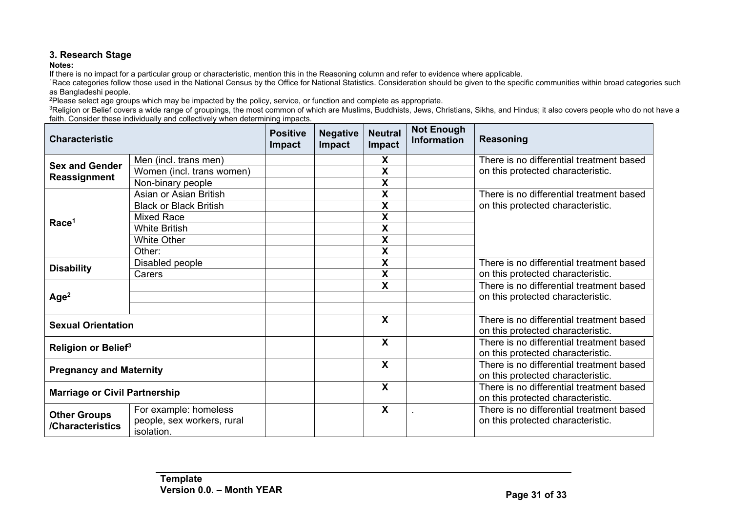### 3. Research Stage

**Notes:**

If there is no impact for a particular group or characteristic, mention this in the Reasoning column and refer to evidence where applicable.

[1]Race categories follow those used in the National Census by the Office for National Statistics. Consideration should be given to the specific communities within broad categories such as Bangladeshi people.

[2]Please select age groups which may be impacted by the policy, service, or function and complete as appropriate.

[3]Religion or Belief covers a wide range of groupings, the most common of which are Muslims, Buddhists, Jews, Christians, Sikhs, and Hindus; it also covers people who do not have a faith. Consider these individually and collectively when determining impacts.

| Characteristic | | Positive Impact | Negative Impact | Neutral Impact | Not Enough Information | Reasoning |
|---|---|---|---|---|---|---|
| **Sex and Gender Reassignment** | Men (incl. trans men) | | | X | | There is no differential treatment based on this protected characteristic. |
| | Women (incl. trans women) | | | X | | |
| | Non-binary people | | | X | | |
| **Race[1]** | Asian or Asian British | | | X | | There is no differential treatment based on this protected characteristic. |
| | Black or Black British | | | X | | |
| | Mixed Race | | | X | | |
| | White British | | | X | | |
| | White Other | | | X | | |
| | Other: | | | X | | |
| **Disability** | Disabled people | | | X | | There is no differential treatment based on this protected characteristic. |
| | Carers | | | X | | |
| **Age[2]** | | | | X | | There is no differential treatment based on this protected characteristic. |
| | | | | | | |
| | | | | | | |
| **Sexual Orientation** | | | | X | | There is no differential treatment based on this protected characteristic. |
| **Religion or Belief[3]** | | | | X | | There is no differential treatment based on this protected characteristic. |
| **Pregnancy and Maternity** | | | | X | | There is no differential treatment based on this protected characteristic. |
| **Marriage or Civil Partnership** | | | | X | | There is no differential treatment based on this protected characteristic. |
| **Other Groups /Characteristics** | For example: homeless people, sex workers, rural isolation. | | | X | . | There is no differential treatment based on this protected characteristic. |

**Template**
**Version 0.0. – Month YEAR**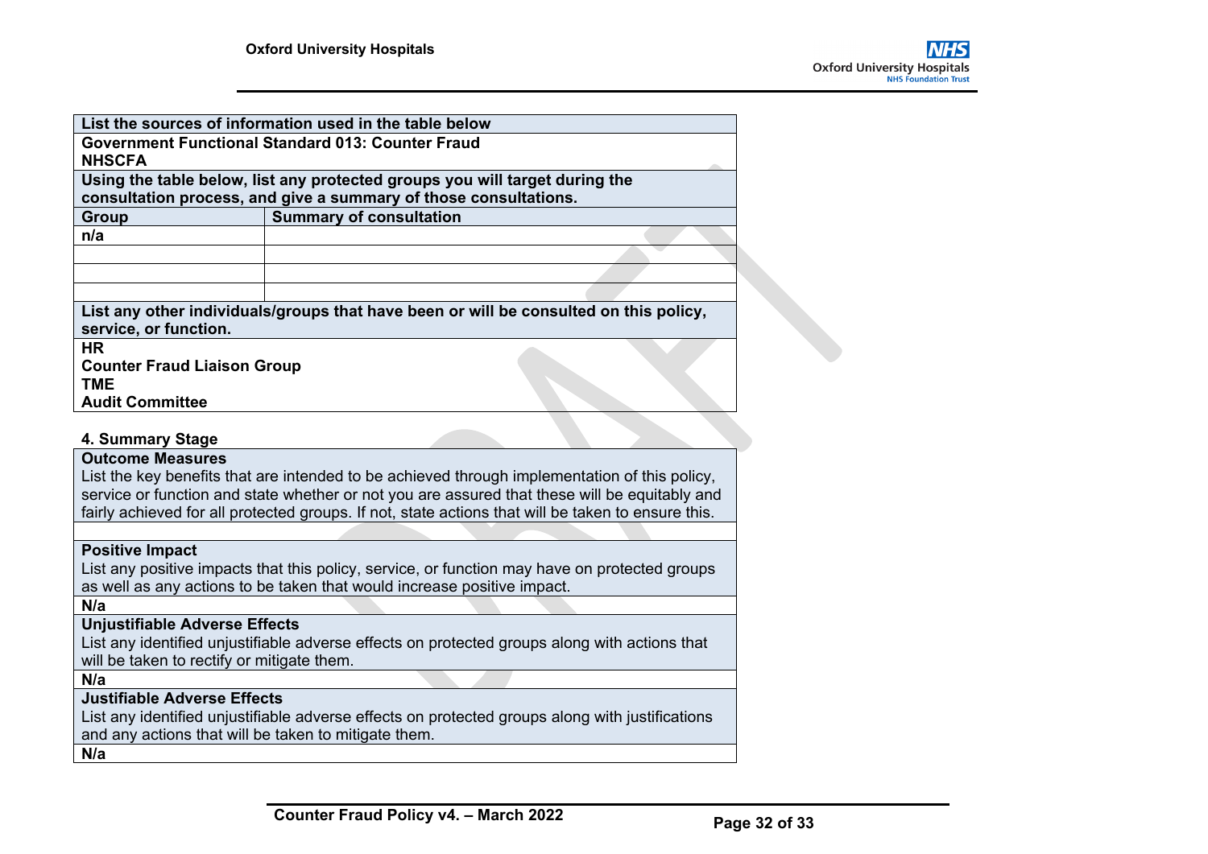| List the sources of information used in the table below | |
|---|---|
| **Government Functional Standard 013: Counter Fraud**<br>**NHSCFA** | |
| **Using the table below, list any protected groups you will target during the consultation process, and give a summary of those consultations.** | |
| **Group** | **Summary of consultation** |
| **n/a** | |
| | |
| | |
| | |
| **List any other individuals/groups that have been or will be consulted on this policy, service, or function.** | |
| **HR**<br>**Counter Fraud Liaison Group**<br>**TME**<br>**Audit Committee** | |

**4. Summary Stage**

| Outcome Measures |
|---|
| List the key benefits that are intended to be achieved through implementation of this policy, service or function and state whether or not you are assured that these will be equitably and fairly achieved for all protected groups. If not, state actions that will be taken to ensure this. |
| |
| **Positive Impact**<br>List any positive impacts that this policy, service, or function may have on protected groups as well as any actions to be taken that would increase positive impact. |
| **N/a** |
| **Unjustifiable Adverse Effects**<br>List any identified unjustifiable adverse effects on protected groups along with actions that will be taken to rectify or mitigate them. |
| **N/a** |
| **Justifiable Adverse Effects**<br>List any identified unjustifiable adverse effects on protected groups along with justifications and any actions that will be taken to mitigate them. |
| **N/a** |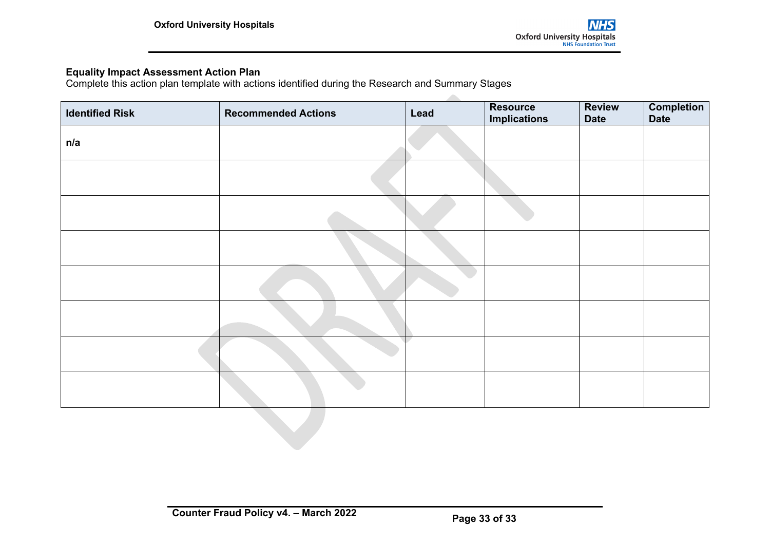**Equality Impact Assessment Action Plan**

Complete this action plan template with actions identified during the Research and Summary Stages

| Identified Risk | Recommended Actions | Lead | Resource Implications | Review Date | Completion Date |
|---|---|---|---|---|---|
| **n/a** | | | | | |
| | | | | | |
| | | | | | |
| | | | | | |
| | | | | | |
| | | | | | |
| | | | | | |
| | | | | | |